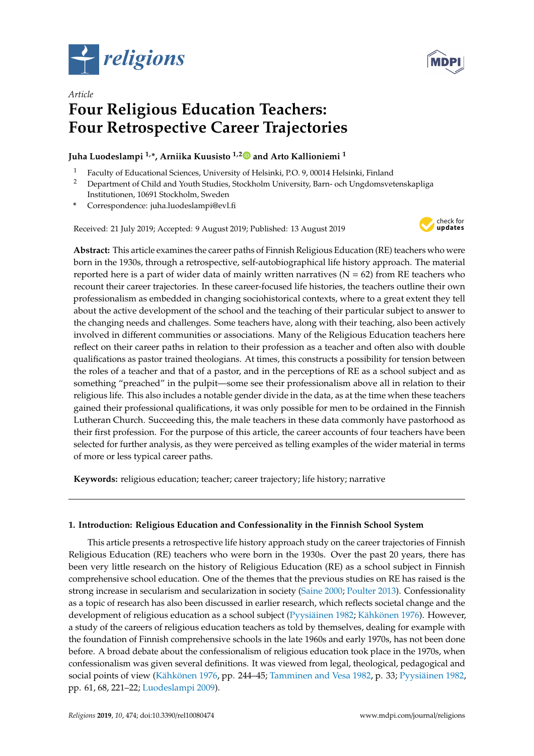*Article*

# Four Religious Education Teachers: Four Retrospective Career Trajectories

**Juha Luodeslampi [1,*], Arniika Kuusisto [1,2] and Arto Kallioniemi [1]**

[1] Faculty of Educational Sciences, University of Helsinki, P.O. 9, 00014 Helsinki, Finland
[2] Department of Child and Youth Studies, Stockholm University, Barn- och Ungdomsvetenskapliga Institutionen, 10691 Stockholm, Sweden
[*] Correspondence: juha.luodeslampi@evl.fi

Received: 21 July 2019; Accepted: 9 August 2019; Published: 13 August 2019

**Abstract:** This article examines the career paths of Finnish Religious Education (RE) teachers who were born in the 1930s, through a retrospective, self-autobiographical life history approach. The material reported here is a part of wider data of mainly written narratives (N = 62) from RE teachers who recount their career trajectories. In these career-focused life histories, the teachers outline their own professionalism as embedded in changing sociohistorical contexts, where to a great extent they tell about the active development of the school and the teaching of their particular subject to answer to the changing needs and challenges. Some teachers have, along with their teaching, also been actively involved in different communities or associations. Many of the Religious Education teachers here reflect on their career paths in relation to their profession as a teacher and often also with double qualifications as pastor trained theologians. At times, this constructs a possibility for tension between the roles of a teacher and that of a pastor, and in the perceptions of RE as a school subject and as something "preached" in the pulpit—some see their professionalism above all in relation to their religious life. This also includes a notable gender divide in the data, as at the time when these teachers gained their professional qualifications, it was only possible for men to be ordained in the Finnish Lutheran Church. Succeeding this, the male teachers in these data commonly have pastorhood as their first profession. For the purpose of this article, the career accounts of four teachers have been selected for further analysis, as they were perceived as telling examples of the wider material in terms of more or less typical career paths.

**Keywords:** religious education; teacher; career trajectory; life history; narrative

## 1. Introduction: Religious Education and Confessionality in the Finnish School System

This article presents a retrospective life history approach study on the career trajectories of Finnish Religious Education (RE) teachers who were born in the 1930s. Over the past 20 years, there has been very little research on the history of Religious Education (RE) as a school subject in Finnish comprehensive school education. One of the themes that the previous studies on RE has raised is the strong increase in secularism and secularization in society (Saine 2000; Poulter 2013). Confessionality as a topic of research has also been discussed in earlier research, which reflects societal change and the development of religious education as a school subject (Pyysiäinen 1982; Kähkönen 1976). However, a study of the careers of religious education teachers as told by themselves, dealing for example with the foundation of Finnish comprehensive schools in the late 1960s and early 1970s, has not been done before. A broad debate about the confessionalism of religious education took place in the 1970s, when confessionalism was given several definitions. It was viewed from legal, theological, pedagogical and social points of view (Kähkönen 1976, pp. 244–45; Tamminen and Vesa 1982, p. 33; Pyysiäinen 1982, pp. 61, 68, 221–22; Luodeslampi 2009).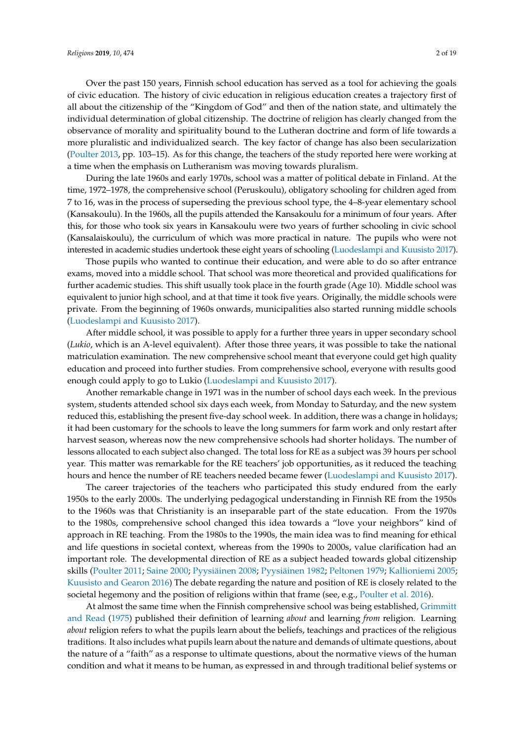Over the past 150 years, Finnish school education has served as a tool for achieving the goals of civic education. The history of civic education in religious education creates a trajectory first of all about the citizenship of the "Kingdom of God" and then of the nation state, and ultimately the individual determination of global citizenship. The doctrine of religion has clearly changed from the observance of morality and spirituality bound to the Lutheran doctrine and form of life towards a more pluralistic and individualized search. The key factor of change has also been secularization (Poulter 2013, pp. 103–15). As for this change, the teachers of the study reported here were working at a time when the emphasis on Lutheranism was moving towards pluralism.

During the late 1960s and early 1970s, school was a matter of political debate in Finland. At the time, 1972–1978, the comprehensive school (Peruskoulu), obligatory schooling for children aged from 7 to 16, was in the process of superseding the previous school type, the 4–8-year elementary school (Kansakoulu). In the 1960s, all the pupils attended the Kansakoulu for a minimum of four years. After this, for those who took six years in Kansakoulu were two years of further schooling in civic school (Kansalaiskoulu), the curriculum of which was more practical in nature. The pupils who were not interested in academic studies undertook these eight years of schooling (Luodeslampi and Kuusisto 2017).

Those pupils who wanted to continue their education, and were able to do so after entrance exams, moved into a middle school. That school was more theoretical and provided qualifications for further academic studies. This shift usually took place in the fourth grade (Age 10). Middle school was equivalent to junior high school, and at that time it took five years. Originally, the middle schools were private. From the beginning of 1960s onwards, municipalities also started running middle schools (Luodeslampi and Kuusisto 2017).

After middle school, it was possible to apply for a further three years in upper secondary school (*Lukio*, which is an A-level equivalent). After those three years, it was possible to take the national matriculation examination. The new comprehensive school meant that everyone could get high quality education and proceed into further studies. From comprehensive school, everyone with results good enough could apply to go to Lukio (Luodeslampi and Kuusisto 2017).

Another remarkable change in 1971 was in the number of school days each week. In the previous system, students attended school six days each week, from Monday to Saturday, and the new system reduced this, establishing the present five-day school week. In addition, there was a change in holidays; it had been customary for the schools to leave the long summers for farm work and only restart after harvest season, whereas now the new comprehensive schools had shorter holidays. The number of lessons allocated to each subject also changed. The total loss for RE as a subject was 39 hours per school year. This matter was remarkable for the RE teachers' job opportunities, as it reduced the teaching hours and hence the number of RE teachers needed became fewer (Luodeslampi and Kuusisto 2017).

The career trajectories of the teachers who participated this study endured from the early 1950s to the early 2000s. The underlying pedagogical understanding in Finnish RE from the 1950s to the 1960s was that Christianity is an inseparable part of the state education. From the 1970s to the 1980s, comprehensive school changed this idea towards a "love your neighbors" kind of approach in RE teaching. From the 1980s to the 1990s, the main idea was to find meaning for ethical and life questions in societal context, whereas from the 1990s to 2000s, value clarification had an important role. The developmental direction of RE as a subject headed towards global citizenship skills (Poulter 2011; Saine 2000; Pyysiäinen 2008; Pyysiäinen 1982; Peltonen 1979; Kallioniemi 2005; Kuusisto and Gearon 2016) The debate regarding the nature and position of RE is closely related to the societal hegemony and the position of religions within that frame (see, e.g., Poulter et al. 2016).

At almost the same time when the Finnish comprehensive school was being established, Grimmitt and Read (1975) published their definition of learning *about* and learning *from* religion. Learning *about* religion refers to what the pupils learn about the beliefs, teachings and practices of the religious traditions. It also includes what pupils learn about the nature and demands of ultimate questions, about the nature of a "faith" as a response to ultimate questions, about the normative views of the human condition and what it means to be human, as expressed in and through traditional belief systems or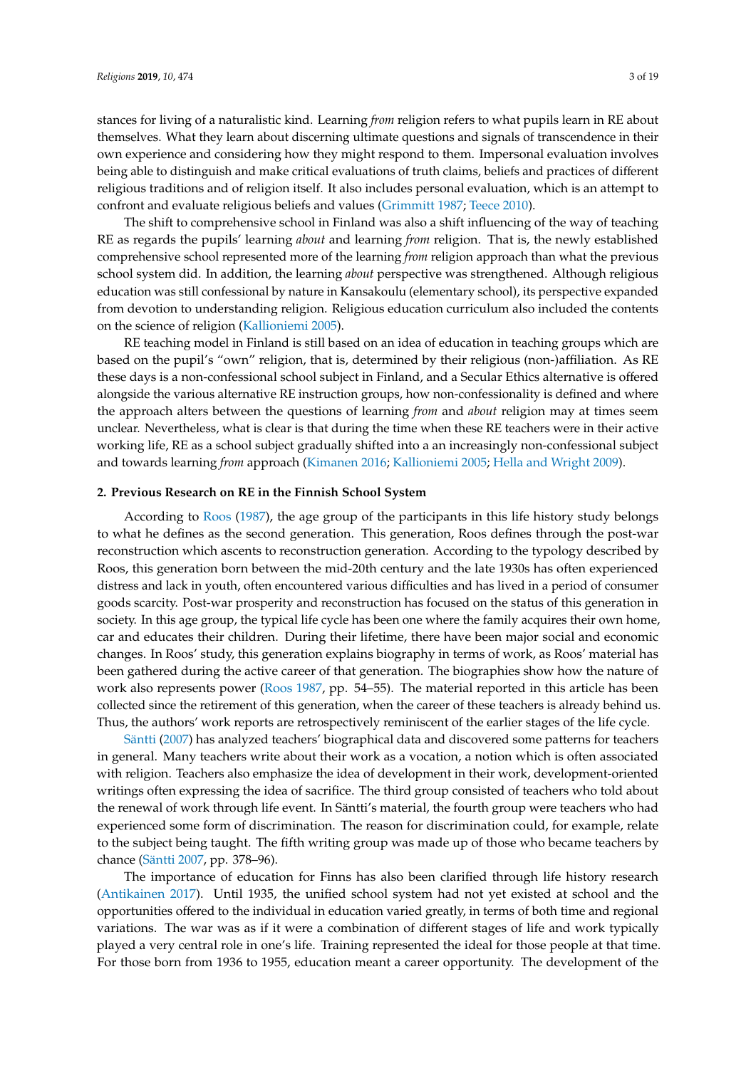stances for living of a naturalistic kind. Learning *from* religion refers to what pupils learn in RE about themselves. What they learn about discerning ultimate questions and signals of transcendence in their own experience and considering how they might respond to them. Impersonal evaluation involves being able to distinguish and make critical evaluations of truth claims, beliefs and practices of different religious traditions and of religion itself. It also includes personal evaluation, which is an attempt to confront and evaluate religious beliefs and values (Grimmitt 1987; Teece 2010).

The shift to comprehensive school in Finland was also a shift influencing of the way of teaching RE as regards the pupils' learning *about* and learning *from* religion. That is, the newly established comprehensive school represented more of the learning *from* religion approach than what the previous school system did. In addition, the learning *about* perspective was strengthened. Although religious education was still confessional by nature in Kansakoulu (elementary school), its perspective expanded from devotion to understanding religion. Religious education curriculum also included the contents on the science of religion (Kallioniemi 2005).

RE teaching model in Finland is still based on an idea of education in teaching groups which are based on the pupil's "own" religion, that is, determined by their religious (non-)affiliation. As RE these days is a non-confessional school subject in Finland, and a Secular Ethics alternative is offered alongside the various alternative RE instruction groups, how non-confessionality is defined and where the approach alters between the questions of learning *from* and *about* religion may at times seem unclear. Nevertheless, what is clear is that during the time when these RE teachers were in their active working life, RE as a school subject gradually shifted into a an increasingly non-confessional subject and towards learning *from* approach (Kimanen 2016; Kallioniemi 2005; Hella and Wright 2009).

## 2. Previous Research on RE in the Finnish School System

According to Roos (1987), the age group of the participants in this life history study belongs to what he defines as the second generation. This generation, Roos defines through the post-war reconstruction which ascents to reconstruction generation. According to the typology described by Roos, this generation born between the mid-20th century and the late 1930s has often experienced distress and lack in youth, often encountered various difficulties and has lived in a period of consumer goods scarcity. Post-war prosperity and reconstruction has focused on the status of this generation in society. In this age group, the typical life cycle has been one where the family acquires their own home, car and educates their children. During their lifetime, there have been major social and economic changes. In Roos' study, this generation explains biography in terms of work, as Roos' material has been gathered during the active career of that generation. The biographies show how the nature of work also represents power (Roos 1987, pp. 54–55). The material reported in this article has been collected since the retirement of this generation, when the career of these teachers is already behind us. Thus, the authors' work reports are retrospectively reminiscent of the earlier stages of the life cycle.

Säntti (2007) has analyzed teachers' biographical data and discovered some patterns for teachers in general. Many teachers write about their work as a vocation, a notion which is often associated with religion. Teachers also emphasize the idea of development in their work, development-oriented writings often expressing the idea of sacrifice. The third group consisted of teachers who told about the renewal of work through life event. In Säntti's material, the fourth group were teachers who had experienced some form of discrimination. The reason for discrimination could, for example, relate to the subject being taught. The fifth writing group was made up of those who became teachers by chance (Säntti 2007, pp. 378–96).

The importance of education for Finns has also been clarified through life history research (Antikainen 2017). Until 1935, the unified school system had not yet existed at school and the opportunities offered to the individual in education varied greatly, in terms of both time and regional variations. The war was as if it were a combination of different stages of life and work typically played a very central role in one's life. Training represented the ideal for those people at that time. For those born from 1936 to 1955, education meant a career opportunity. The development of the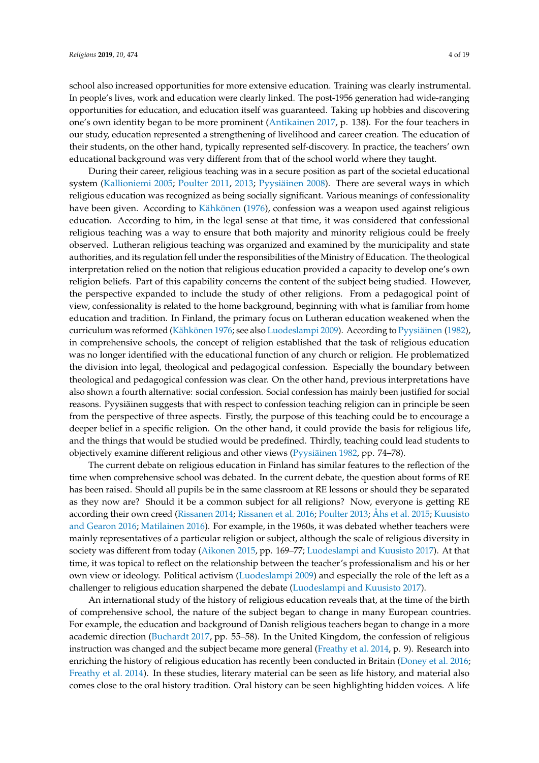school also increased opportunities for more extensive education. Training was clearly instrumental. In people's lives, work and education were clearly linked. The post-1956 generation had wide-ranging opportunities for education, and education itself was guaranteed. Taking up hobbies and discovering one's own identity began to be more prominent (Antikainen 2017, p. 138). For the four teachers in our study, education represented a strengthening of livelihood and career creation. The education of their students, on the other hand, typically represented self-discovery. In practice, the teachers' own educational background was very different from that of the school world where they taught.

During their career, religious teaching was in a secure position as part of the societal educational system (Kallioniemi 2005; Poulter 2011, 2013; Pyysiäinen 2008). There are several ways in which religious education was recognized as being socially significant. Various meanings of confessionality have been given. According to Kähkönen (1976), confession was a weapon used against religious education. According to him, in the legal sense at that time, it was considered that confessional religious teaching was a way to ensure that both majority and minority religious could be freely observed. Lutheran religious teaching was organized and examined by the municipality and state authorities, and its regulation fell under the responsibilities of the Ministry of Education. The theological interpretation relied on the notion that religious education provided a capacity to develop one's own religion beliefs. Part of this capability concerns the content of the subject being studied. However, the perspective expanded to include the study of other religions. From a pedagogical point of view, confessionality is related to the home background, beginning with what is familiar from home education and tradition. In Finland, the primary focus on Lutheran education weakened when the curriculum was reformed (Kähkönen 1976; see also Luodeslampi 2009). According to Pyysiäinen (1982), in comprehensive schools, the concept of religion established that the task of religious education was no longer identified with the educational function of any church or religion. He problematized the division into legal, theological and pedagogical confession. Especially the boundary between theological and pedagogical confession was clear. On the other hand, previous interpretations have also shown a fourth alternative: social confession. Social confession has mainly been justified for social reasons. Pyysiäinen suggests that with respect to confession teaching religion can in principle be seen from the perspective of three aspects. Firstly, the purpose of this teaching could be to encourage a deeper belief in a specific religion. On the other hand, it could provide the basis for religious life, and the things that would be studied would be predefined. Thirdly, teaching could lead students to objectively examine different religious and other views (Pyysiäinen 1982, pp. 74–78).

The current debate on religious education in Finland has similar features to the reflection of the time when comprehensive school was debated. In the current debate, the question about forms of RE has been raised. Should all pupils be in the same classroom at RE lessons or should they be separated as they now are? Should it be a common subject for all religions? Now, everyone is getting RE according their own creed (Rissanen 2014; Rissanen et al. 2016; Poulter 2013; Åhs et al. 2015; Kuusisto and Gearon 2016; Matilainen 2016). For example, in the 1960s, it was debated whether teachers were mainly representatives of a particular religion or subject, although the scale of religious diversity in society was different from today (Aikonen 2015, pp. 169–77; Luodeslampi and Kuusisto 2017). At that time, it was topical to reflect on the relationship between the teacher's professionalism and his or her own view or ideology. Political activism (Luodeslampi 2009) and especially the role of the left as a challenger to religious education sharpened the debate (Luodeslampi and Kuusisto 2017).

An international study of the history of religious education reveals that, at the time of the birth of comprehensive school, the nature of the subject began to change in many European countries. For example, the education and background of Danish religious teachers began to change in a more academic direction (Buchardt 2017, pp. 55–58). In the United Kingdom, the confession of religious instruction was changed and the subject became more general (Freathy et al. 2014, p. 9). Research into enriching the history of religious education has recently been conducted in Britain (Doney et al. 2016; Freathy et al. 2014). In these studies, literary material can be seen as life history, and material also comes close to the oral history tradition. Oral history can be seen highlighting hidden voices. A life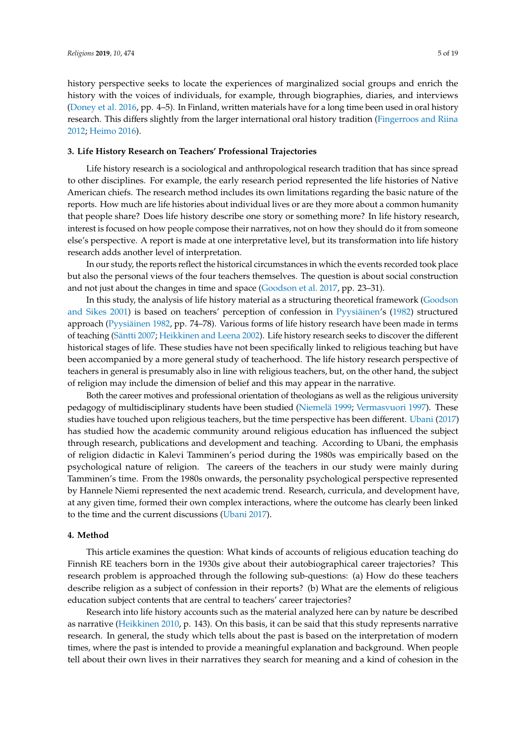history perspective seeks to locate the experiences of marginalized social groups and enrich the history with the voices of individuals, for example, through biographies, diaries, and interviews (Doney et al. 2016, pp. 4–5). In Finland, written materials have for a long time been used in oral history research. This differs slightly from the larger international oral history tradition (Fingerroos and Riina 2012; Heimo 2016).

## 3. Life History Research on Teachers' Professional Trajectories

Life history research is a sociological and anthropological research tradition that has since spread to other disciplines. For example, the early research period represented the life histories of Native American chiefs. The research method includes its own limitations regarding the basic nature of the reports. How much are life histories about individual lives or are they more about a common humanity that people share? Does life history describe one story or something more? In life history research, interest is focused on how people compose their narratives, not on how they should do it from someone else's perspective. A report is made at one interpretative level, but its transformation into life history research adds another level of interpretation.

In our study, the reports reflect the historical circumstances in which the events recorded took place but also the personal views of the four teachers themselves. The question is about social construction and not just about the changes in time and space (Goodson et al. 2017, pp. 23–31).

In this study, the analysis of life history material as a structuring theoretical framework (Goodson and Sikes 2001) is based on teachers' perception of confession in Pyysiäinen's (1982) structured approach (Pyysiäinen 1982, pp. 74–78). Various forms of life history research have been made in terms of teaching (Säntti 2007; Heikkinen and Leena 2002). Life history research seeks to discover the different historical stages of life. These studies have not been specifically linked to religious teaching but have been accompanied by a more general study of teacherhood. The life history research perspective of teachers in general is presumably also in line with religious teachers, but, on the other hand, the subject of religion may include the dimension of belief and this may appear in the narrative.

Both the career motives and professional orientation of theologians as well as the religious university pedagogy of multidisciplinary students have been studied (Niemelä 1999; Vermasvuori 1997). These studies have touched upon religious teachers, but the time perspective has been different. Ubani (2017) has studied how the academic community around religious education has influenced the subject through research, publications and development and teaching. According to Ubani, the emphasis of religion didactic in Kalevi Tamminen's period during the 1980s was empirically based on the psychological nature of religion. The careers of the teachers in our study were mainly during Tamminen's time. From the 1980s onwards, the personality psychological perspective represented by Hannele Niemi represented the next academic trend. Research, curricula, and development have, at any given time, formed their own complex interactions, where the outcome has clearly been linked to the time and the current discussions (Ubani 2017).

## 4. Method

This article examines the question: What kinds of accounts of religious education teaching do Finnish RE teachers born in the 1930s give about their autobiographical career trajectories? This research problem is approached through the following sub-questions: (a) How do these teachers describe religion as a subject of confession in their reports? (b) What are the elements of religious education subject contents that are central to teachers' career trajectories?

Research into life history accounts such as the material analyzed here can by nature be described as narrative (Heikkinen 2010, p. 143). On this basis, it can be said that this study represents narrative research. In general, the study which tells about the past is based on the interpretation of modern times, where the past is intended to provide a meaningful explanation and background. When people tell about their own lives in their narratives they search for meaning and a kind of cohesion in the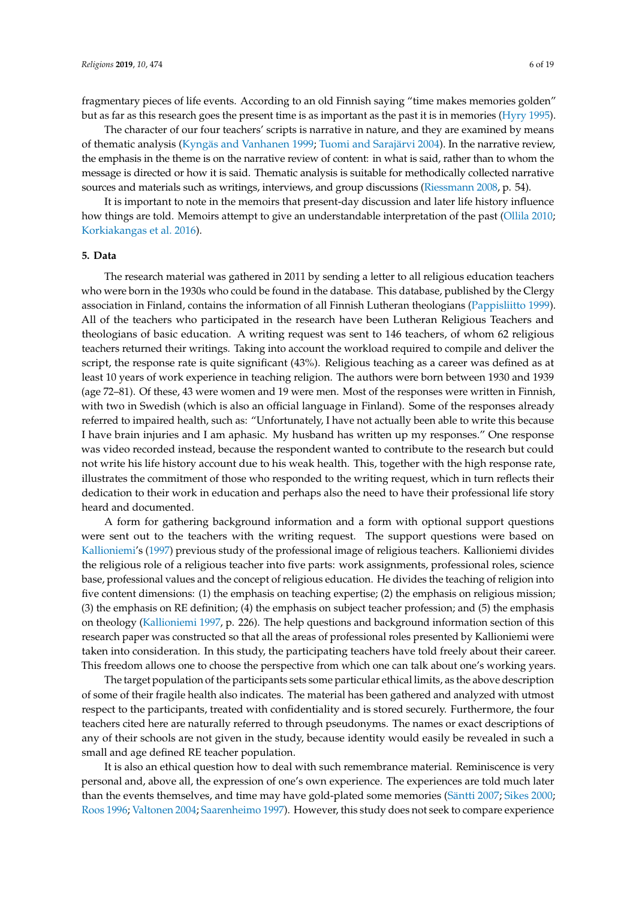fragmentary pieces of life events. According to an old Finnish saying "time makes memories golden" but as far as this research goes the present time is as important as the past it is in memories (Hyry 1995).

The character of our four teachers' scripts is narrative in nature, and they are examined by means of thematic analysis (Kyngäs and Vanhanen 1999; Tuomi and Sarajärvi 2004). In the narrative review, the emphasis in the theme is on the narrative review of content: in what is said, rather than to whom the message is directed or how it is said. Thematic analysis is suitable for methodically collected narrative sources and materials such as writings, interviews, and group discussions (Riessmann 2008, p. 54).

It is important to note in the memoirs that present-day discussion and later life history influence how things are told. Memoirs attempt to give an understandable interpretation of the past (Ollila 2010; Korkiakangas et al. 2016).

## 5. Data

The research material was gathered in 2011 by sending a letter to all religious education teachers who were born in the 1930s who could be found in the database. This database, published by the Clergy association in Finland, contains the information of all Finnish Lutheran theologians (Pappisliitto 1999). All of the teachers who participated in the research have been Lutheran Religious Teachers and theologians of basic education. A writing request was sent to 146 teachers, of whom 62 religious teachers returned their writings. Taking into account the workload required to compile and deliver the script, the response rate is quite significant (43%). Religious teaching as a career was defined as at least 10 years of work experience in teaching religion. The authors were born between 1930 and 1939 (age 72–81). Of these, 43 were women and 19 were men. Most of the responses were written in Finnish, with two in Swedish (which is also an official language in Finland). Some of the responses already referred to impaired health, such as: "Unfortunately, I have not actually been able to write this because I have brain injuries and I am aphasic. My husband has written up my responses." One response was video recorded instead, because the respondent wanted to contribute to the research but could not write his life history account due to his weak health. This, together with the high response rate, illustrates the commitment of those who responded to the writing request, which in turn reflects their dedication to their work in education and perhaps also the need to have their professional life story heard and documented.

A form for gathering background information and a form with optional support questions were sent out to the teachers with the writing request. The support questions were based on Kallioniemi's (1997) previous study of the professional image of religious teachers. Kallioniemi divides the religious role of a religious teacher into five parts: work assignments, professional roles, science base, professional values and the concept of religious education. He divides the teaching of religion into five content dimensions: (1) the emphasis on teaching expertise; (2) the emphasis on religious mission; (3) the emphasis on RE definition; (4) the emphasis on subject teacher profession; and (5) the emphasis on theology (Kallioniemi 1997, p. 226). The help questions and background information section of this research paper was constructed so that all the areas of professional roles presented by Kallioniemi were taken into consideration. In this study, the participating teachers have told freely about their career. This freedom allows one to choose the perspective from which one can talk about one's working years.

The target population of the participants sets some particular ethical limits, as the above description of some of their fragile health also indicates. The material has been gathered and analyzed with utmost respect to the participants, treated with confidentiality and is stored securely. Furthermore, the four teachers cited here are naturally referred to through pseudonyms. The names or exact descriptions of any of their schools are not given in the study, because identity would easily be revealed in such a small and age defined RE teacher population.

It is also an ethical question how to deal with such remembrance material. Reminiscence is very personal and, above all, the expression of one's own experience. The experiences are told much later than the events themselves, and time may have gold-plated some memories (Säntti 2007; Sikes 2000; Roos 1996; Valtonen 2004; Saarenheimo 1997). However, this study does not seek to compare experience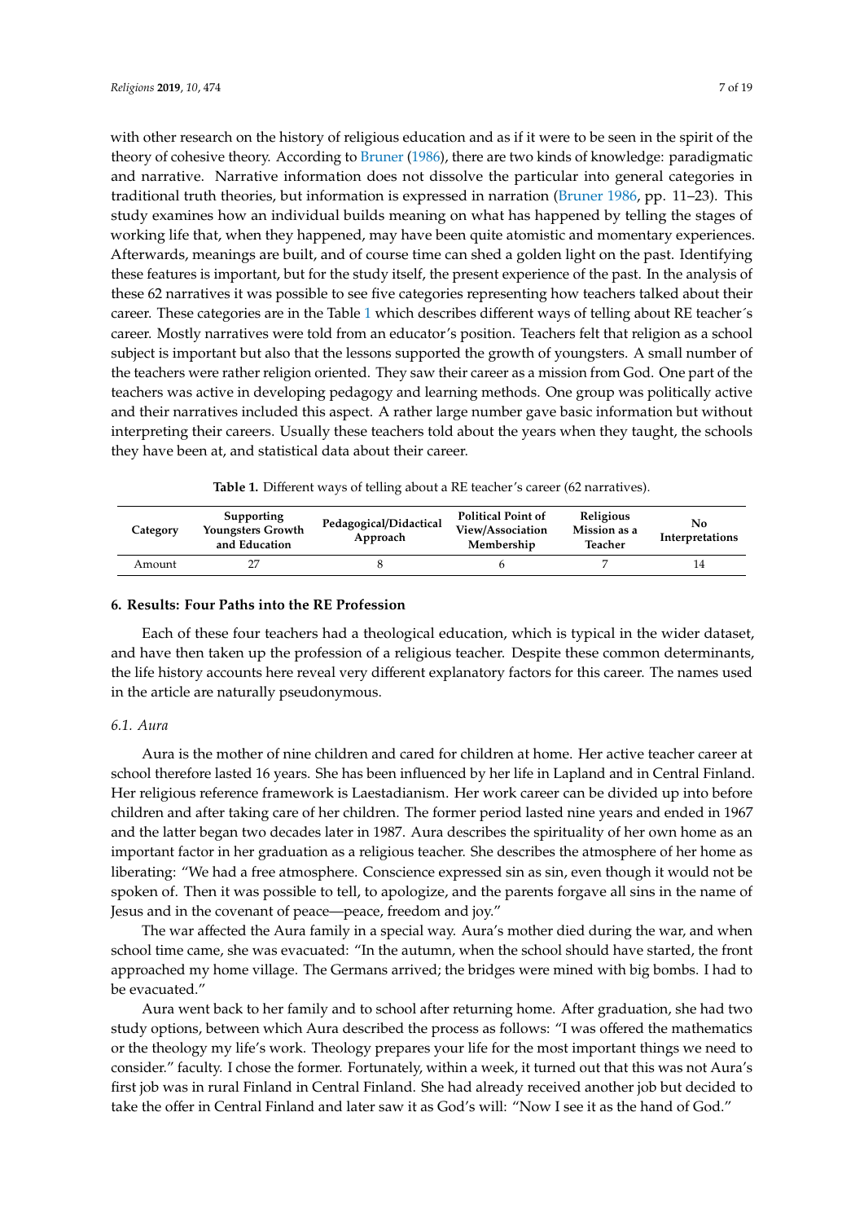with other research on the history of religious education and as if it were to be seen in the spirit of the theory of cohesive theory. According to Bruner (1986), there are two kinds of knowledge: paradigmatic and narrative. Narrative information does not dissolve the particular into general categories in traditional truth theories, but information is expressed in narration (Bruner 1986, pp. 11–23). This study examines how an individual builds meaning on what has happened by telling the stages of working life that, when they happened, may have been quite atomistic and momentary experiences. Afterwards, meanings are built, and of course time can shed a golden light on the past. Identifying these features is important, but for the study itself, the present experience of the past. In the analysis of these 62 narratives it was possible to see five categories representing how teachers talked about their career. These categories are in the Table 1 which describes different ways of telling about RE teacher´s career. Mostly narratives were told from an educator's position. Teachers felt that religion as a school subject is important but also that the lessons supported the growth of youngsters. A small number of the teachers were rather religion oriented. They saw their career as a mission from God. One part of the teachers was active in developing pedagogy and learning methods. One group was politically active and their narratives included this aspect. A rather large number gave basic information but without interpreting their careers. Usually these teachers told about the years when they taught, the schools they have been at, and statistical data about their career.

**Table 1.** Different ways of telling about a RE teacher's career (62 narratives).

| Category | Supporting Youngsters Growth and Education | Pedagogical/Didactical Approach | Political Point of View/Association Membership | Religious Mission as a Teacher | No Interpretations |
|---|---|---|---|---|---|
| Amount | 27 | 8 | 6 | 7 | 14 |

## 6. Results: Four Paths into the RE Profession

Each of these four teachers had a theological education, which is typical in the wider dataset, and have then taken up the profession of a religious teacher. Despite these common determinants, the life history accounts here reveal very different explanatory factors for this career. The names used in the article are naturally pseudonymous.

### *6.1. Aura*

Aura is the mother of nine children and cared for children at home. Her active teacher career at school therefore lasted 16 years. She has been influenced by her life in Lapland and in Central Finland. Her religious reference framework is Laestadianism. Her work career can be divided up into before children and after taking care of her children. The former period lasted nine years and ended in 1967 and the latter began two decades later in 1987. Aura describes the spirituality of her own home as an important factor in her graduation as a religious teacher. She describes the atmosphere of her home as liberating: "We had a free atmosphere. Conscience expressed sin as sin, even though it would not be spoken of. Then it was possible to tell, to apologize, and the parents forgave all sins in the name of Jesus and in the covenant of peace—peace, freedom and joy."

The war affected the Aura family in a special way. Aura's mother died during the war, and when school time came, she was evacuated: "In the autumn, when the school should have started, the front approached my home village. The Germans arrived; the bridges were mined with big bombs. I had to be evacuated."

Aura went back to her family and to school after returning home. After graduation, she had two study options, between which Aura described the process as follows: "I was offered the mathematics or the theology my life's work. Theology prepares your life for the most important things we need to consider." faculty. I chose the former. Fortunately, within a week, it turned out that this was not Aura's first job was in rural Finland in Central Finland. She had already received another job but decided to take the offer in Central Finland and later saw it as God's will: "Now I see it as the hand of God."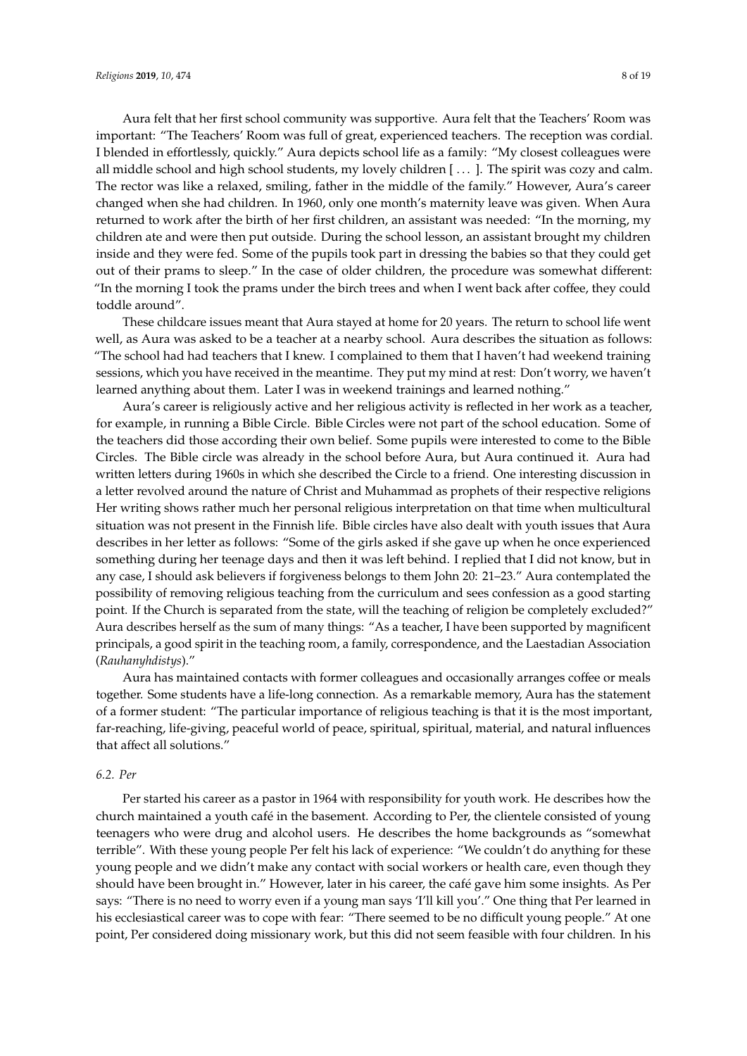Aura felt that her first school community was supportive. Aura felt that the Teachers' Room was important: "The Teachers' Room was full of great, experienced teachers. The reception was cordial. I blended in effortlessly, quickly." Aura depicts school life as a family: "My closest colleagues were all middle school and high school students, my lovely children [ ... ]. The spirit was cozy and calm. The rector was like a relaxed, smiling, father in the middle of the family." However, Aura's career changed when she had children. In 1960, only one month's maternity leave was given. When Aura returned to work after the birth of her first children, an assistant was needed: "In the morning, my children ate and were then put outside. During the school lesson, an assistant brought my children inside and they were fed. Some of the pupils took part in dressing the babies so that they could get out of their prams to sleep." In the case of older children, the procedure was somewhat different: "In the morning I took the prams under the birch trees and when I went back after coffee, they could toddle around".

These childcare issues meant that Aura stayed at home for 20 years. The return to school life went well, as Aura was asked to be a teacher at a nearby school. Aura describes the situation as follows: "The school had had teachers that I knew. I complained to them that I haven't had weekend training sessions, which you have received in the meantime. They put my mind at rest: Don't worry, we haven't learned anything about them. Later I was in weekend trainings and learned nothing."

Aura's career is religiously active and her religious activity is reflected in her work as a teacher, for example, in running a Bible Circle. Bible Circles were not part of the school education. Some of the teachers did those according their own belief. Some pupils were interested to come to the Bible Circles. The Bible circle was already in the school before Aura, but Aura continued it. Aura had written letters during 1960s in which she described the Circle to a friend. One interesting discussion in a letter revolved around the nature of Christ and Muhammad as prophets of their respective religions Her writing shows rather much her personal religious interpretation on that time when multicultural situation was not present in the Finnish life. Bible circles have also dealt with youth issues that Aura describes in her letter as follows: "Some of the girls asked if she gave up when he once experienced something during her teenage days and then it was left behind. I replied that I did not know, but in any case, I should ask believers if forgiveness belongs to them John 20: 21–23." Aura contemplated the possibility of removing religious teaching from the curriculum and sees confession as a good starting point. If the Church is separated from the state, will the teaching of religion be completely excluded?" Aura describes herself as the sum of many things: "As a teacher, I have been supported by magnificent principals, a good spirit in the teaching room, a family, correspondence, and the Laestadian Association (*Rauhanyhdistys*)."

Aura has maintained contacts with former colleagues and occasionally arranges coffee or meals together. Some students have a life-long connection. As a remarkable memory, Aura has the statement of a former student: "The particular importance of religious teaching is that it is the most important, far-reaching, life-giving, peaceful world of peace, spiritual, spiritual, material, and natural influences that affect all solutions."

### 6.2. Per

Per started his career as a pastor in 1964 with responsibility for youth work. He describes how the church maintained a youth café in the basement. According to Per, the clientele consisted of young teenagers who were drug and alcohol users. He describes the home backgrounds as "somewhat terrible". With these young people Per felt his lack of experience: "We couldn't do anything for these young people and we didn't make any contact with social workers or health care, even though they should have been brought in." However, later in his career, the café gave him some insights. As Per says: "There is no need to worry even if a young man says 'I'll kill you'." One thing that Per learned in his ecclesiastical career was to cope with fear: "There seemed to be no difficult young people." At one point, Per considered doing missionary work, but this did not seem feasible with four children. In his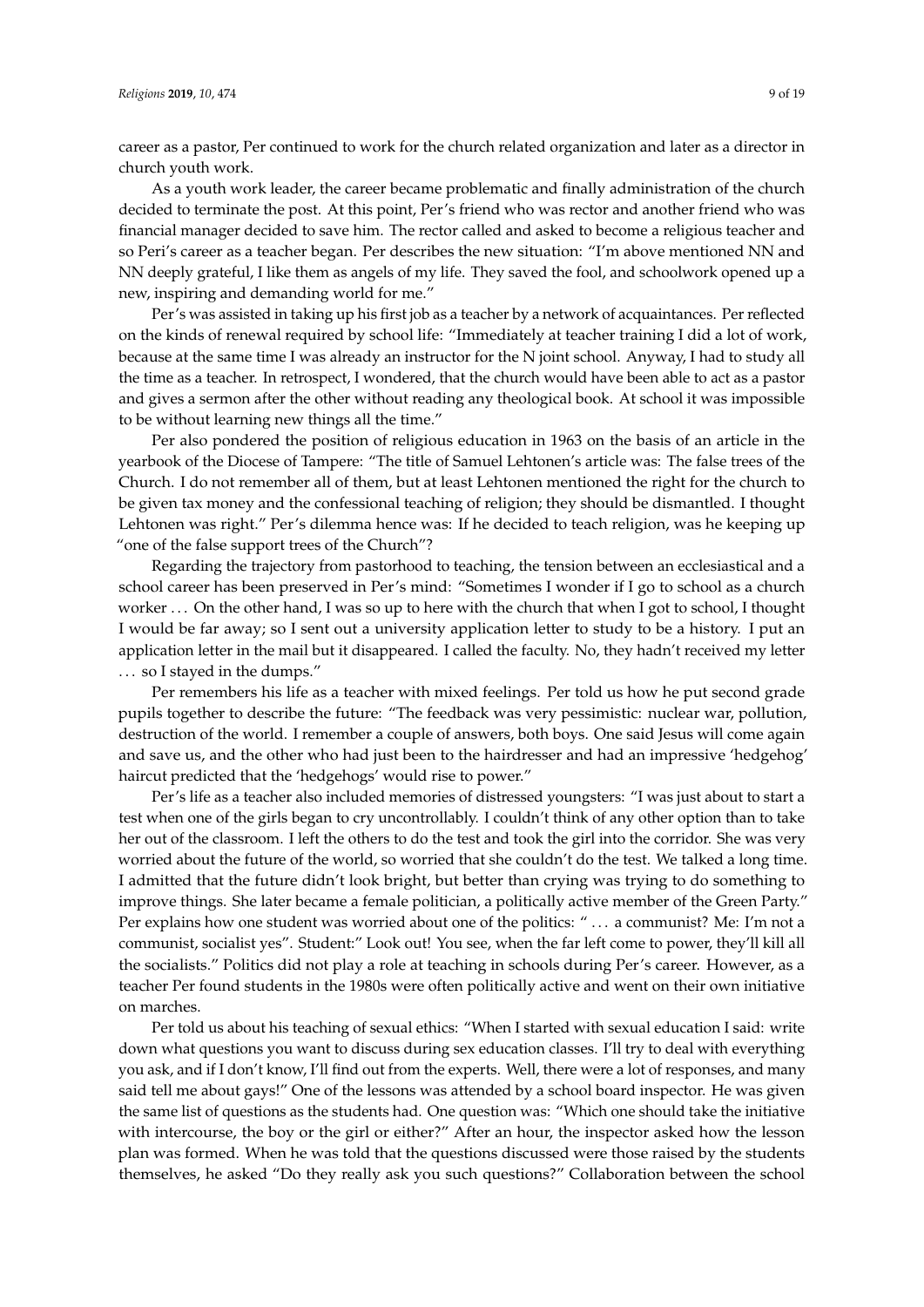career as a pastor, Per continued to work for the church related organization and later as a director in church youth work.

As a youth work leader, the career became problematic and finally administration of the church decided to terminate the post. At this point, Per's friend who was rector and another friend who was financial manager decided to save him. The rector called and asked to become a religious teacher and so Peri's career as a teacher began. Per describes the new situation: "I'm above mentioned NN and NN deeply grateful, I like them as angels of my life. They saved the fool, and schoolwork opened up a new, inspiring and demanding world for me."

Per's was assisted in taking up his first job as a teacher by a network of acquaintances. Per reflected on the kinds of renewal required by school life: "Immediately at teacher training I did a lot of work, because at the same time I was already an instructor for the N joint school. Anyway, I had to study all the time as a teacher. In retrospect, I wondered, that the church would have been able to act as a pastor and gives a sermon after the other without reading any theological book. At school it was impossible to be without learning new things all the time."

Per also pondered the position of religious education in 1963 on the basis of an article in the yearbook of the Diocese of Tampere: "The title of Samuel Lehtonen's article was: The false trees of the Church. I do not remember all of them, but at least Lehtonen mentioned the right for the church to be given tax money and the confessional teaching of religion; they should be dismantled. I thought Lehtonen was right." Per's dilemma hence was: If he decided to teach religion, was he keeping up "one of the false support trees of the Church"?

Regarding the trajectory from pastorhood to teaching, the tension between an ecclesiastical and a school career has been preserved in Per's mind: "Sometimes I wonder if I go to school as a church worker ... On the other hand, I was so up to here with the church that when I got to school, I thought I would be far away; so I sent out a university application letter to study to be a history. I put an application letter in the mail but it disappeared. I called the faculty. No, they hadn't received my letter ... so I stayed in the dumps."

Per remembers his life as a teacher with mixed feelings. Per told us how he put second grade pupils together to describe the future: "The feedback was very pessimistic: nuclear war, pollution, destruction of the world. I remember a couple of answers, both boys. One said Jesus will come again and save us, and the other who had just been to the hairdresser and had an impressive 'hedgehog' haircut predicted that the 'hedgehogs' would rise to power."

Per's life as a teacher also included memories of distressed youngsters: "I was just about to start a test when one of the girls began to cry uncontrollably. I couldn't think of any other option than to take her out of the classroom. I left the others to do the test and took the girl into the corridor. She was very worried about the future of the world, so worried that she couldn't do the test. We talked a long time. I admitted that the future didn't look bright, but better than crying was trying to do something to improve things. She later became a female politician, a politically active member of the Green Party." Per explains how one student was worried about one of the politics: " ... a communist? Me: I'm not a communist, socialist yes". Student:" Look out! You see, when the far left come to power, they'll kill all the socialists." Politics did not play a role at teaching in schools during Per's career. However, as a teacher Per found students in the 1980s were often politically active and went on their own initiative on marches.

Per told us about his teaching of sexual ethics: "When I started with sexual education I said: write down what questions you want to discuss during sex education classes. I'll try to deal with everything you ask, and if I don't know, I'll find out from the experts. Well, there were a lot of responses, and many said tell me about gays!" One of the lessons was attended by a school board inspector. He was given the same list of questions as the students had. One question was: "Which one should take the initiative with intercourse, the boy or the girl or either?" After an hour, the inspector asked how the lesson plan was formed. When he was told that the questions discussed were those raised by the students themselves, he asked "Do they really ask you such questions?" Collaboration between the school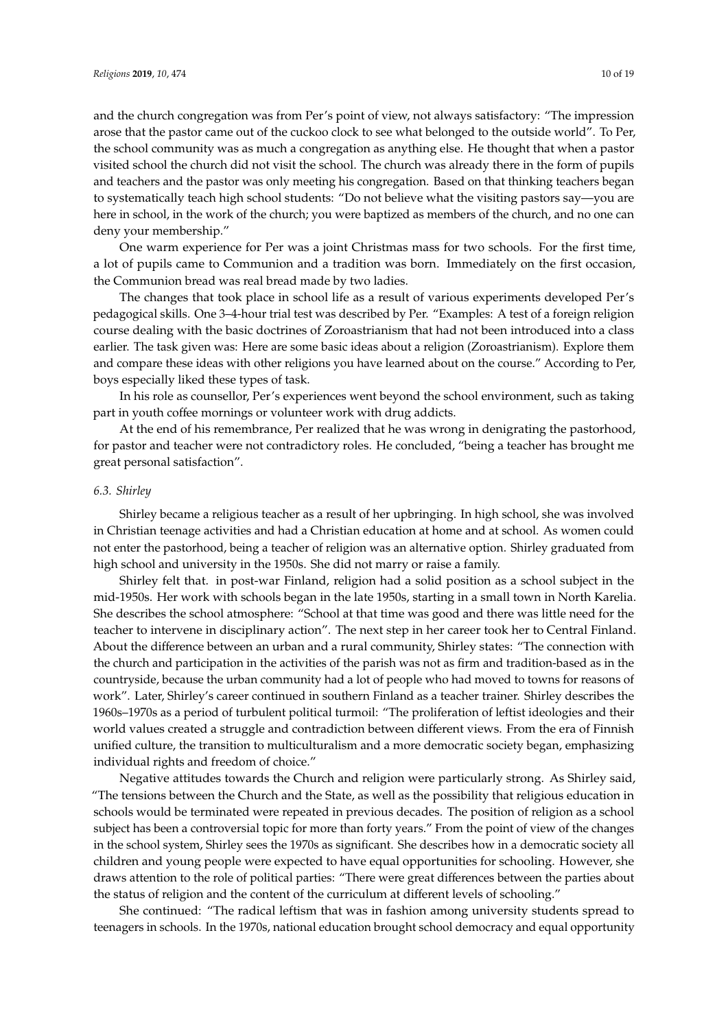and the church congregation was from Per's point of view, not always satisfactory: "The impression arose that the pastor came out of the cuckoo clock to see what belonged to the outside world". To Per, the school community was as much a congregation as anything else. He thought that when a pastor visited school the church did not visit the school. The church was already there in the form of pupils and teachers and the pastor was only meeting his congregation. Based on that thinking teachers began to systematically teach high school students: "Do not believe what the visiting pastors say—you are here in school, in the work of the church; you were baptized as members of the church, and no one can deny your membership."

One warm experience for Per was a joint Christmas mass for two schools. For the first time, a lot of pupils came to Communion and a tradition was born. Immediately on the first occasion, the Communion bread was real bread made by two ladies.

The changes that took place in school life as a result of various experiments developed Per's pedagogical skills. One 3–4-hour trial test was described by Per. "Examples: A test of a foreign religion course dealing with the basic doctrines of Zoroastrianism that had not been introduced into a class earlier. The task given was: Here are some basic ideas about a religion (Zoroastrianism). Explore them and compare these ideas with other religions you have learned about on the course." According to Per, boys especially liked these types of task.

In his role as counsellor, Per's experiences went beyond the school environment, such as taking part in youth coffee mornings or volunteer work with drug addicts.

At the end of his remembrance, Per realized that he was wrong in denigrating the pastorhood, for pastor and teacher were not contradictory roles. He concluded, "being a teacher has brought me great personal satisfaction".

### *6.3. Shirley*

Shirley became a religious teacher as a result of her upbringing. In high school, she was involved in Christian teenage activities and had a Christian education at home and at school. As women could not enter the pastorhood, being a teacher of religion was an alternative option. Shirley graduated from high school and university in the 1950s. She did not marry or raise a family.

Shirley felt that. in post-war Finland, religion had a solid position as a school subject in the mid-1950s. Her work with schools began in the late 1950s, starting in a small town in North Karelia. She describes the school atmosphere: "School at that time was good and there was little need for the teacher to intervene in disciplinary action". The next step in her career took her to Central Finland. About the difference between an urban and a rural community, Shirley states: "The connection with the church and participation in the activities of the parish was not as firm and tradition-based as in the countryside, because the urban community had a lot of people who had moved to towns for reasons of work". Later, Shirley's career continued in southern Finland as a teacher trainer. Shirley describes the 1960s–1970s as a period of turbulent political turmoil: "The proliferation of leftist ideologies and their world values created a struggle and contradiction between different views. From the era of Finnish unified culture, the transition to multiculturalism and a more democratic society began, emphasizing individual rights and freedom of choice."

Negative attitudes towards the Church and religion were particularly strong. As Shirley said, "The tensions between the Church and the State, as well as the possibility that religious education in schools would be terminated were repeated in previous decades. The position of religion as a school subject has been a controversial topic for more than forty years." From the point of view of the changes in the school system, Shirley sees the 1970s as significant. She describes how in a democratic society all children and young people were expected to have equal opportunities for schooling. However, she draws attention to the role of political parties: "There were great differences between the parties about the status of religion and the content of the curriculum at different levels of schooling."

She continued: "The radical leftism that was in fashion among university students spread to teenagers in schools. In the 1970s, national education brought school democracy and equal opportunity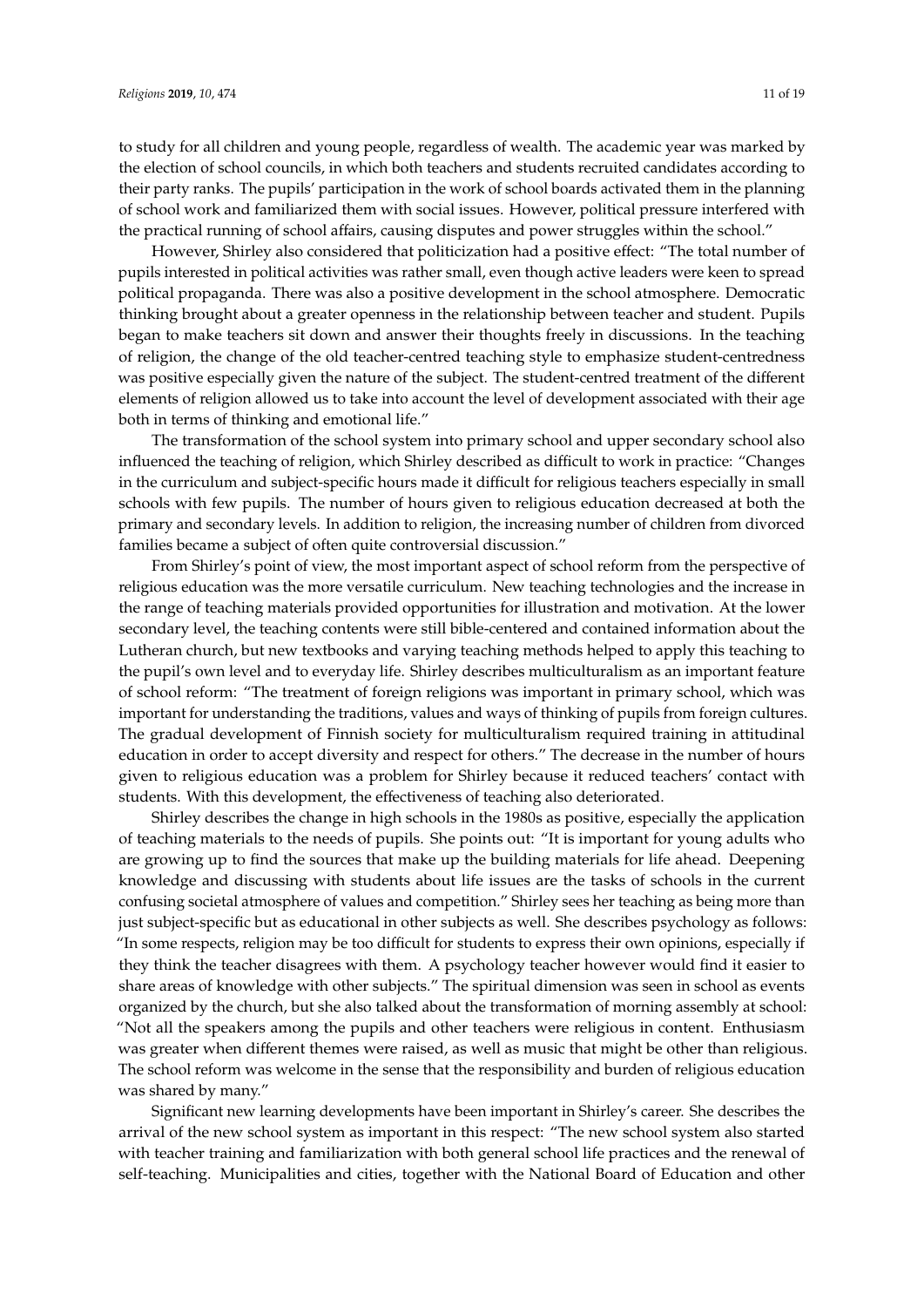to study for all children and young people, regardless of wealth. The academic year was marked by the election of school councils, in which both teachers and students recruited candidates according to their party ranks. The pupils' participation in the work of school boards activated them in the planning of school work and familiarized them with social issues. However, political pressure interfered with the practical running of school affairs, causing disputes and power struggles within the school."

However, Shirley also considered that politicization had a positive effect: "The total number of pupils interested in political activities was rather small, even though active leaders were keen to spread political propaganda. There was also a positive development in the school atmosphere. Democratic thinking brought about a greater openness in the relationship between teacher and student. Pupils began to make teachers sit down and answer their thoughts freely in discussions. In the teaching of religion, the change of the old teacher-centred teaching style to emphasize student-centredness was positive especially given the nature of the subject. The student-centred treatment of the different elements of religion allowed us to take into account the level of development associated with their age both in terms of thinking and emotional life."

The transformation of the school system into primary school and upper secondary school also influenced the teaching of religion, which Shirley described as difficult to work in practice: "Changes in the curriculum and subject-specific hours made it difficult for religious teachers especially in small schools with few pupils. The number of hours given to religious education decreased at both the primary and secondary levels. In addition to religion, the increasing number of children from divorced families became a subject of often quite controversial discussion."

From Shirley's point of view, the most important aspect of school reform from the perspective of religious education was the more versatile curriculum. New teaching technologies and the increase in the range of teaching materials provided opportunities for illustration and motivation. At the lower secondary level, the teaching contents were still bible-centered and contained information about the Lutheran church, but new textbooks and varying teaching methods helped to apply this teaching to the pupil's own level and to everyday life. Shirley describes multiculturalism as an important feature of school reform: "The treatment of foreign religions was important in primary school, which was important for understanding the traditions, values and ways of thinking of pupils from foreign cultures. The gradual development of Finnish society for multiculturalism required training in attitudinal education in order to accept diversity and respect for others." The decrease in the number of hours given to religious education was a problem for Shirley because it reduced teachers' contact with students. With this development, the effectiveness of teaching also deteriorated.

Shirley describes the change in high schools in the 1980s as positive, especially the application of teaching materials to the needs of pupils. She points out: "It is important for young adults who are growing up to find the sources that make up the building materials for life ahead. Deepening knowledge and discussing with students about life issues are the tasks of schools in the current confusing societal atmosphere of values and competition." Shirley sees her teaching as being more than just subject-specific but as educational in other subjects as well. She describes psychology as follows: "In some respects, religion may be too difficult for students to express their own opinions, especially if they think the teacher disagrees with them. A psychology teacher however would find it easier to share areas of knowledge with other subjects." The spiritual dimension was seen in school as events organized by the church, but she also talked about the transformation of morning assembly at school: "Not all the speakers among the pupils and other teachers were religious in content. Enthusiasm was greater when different themes were raised, as well as music that might be other than religious. The school reform was welcome in the sense that the responsibility and burden of religious education was shared by many."

Significant new learning developments have been important in Shirley's career. She describes the arrival of the new school system as important in this respect: "The new school system also started with teacher training and familiarization with both general school life practices and the renewal of self-teaching. Municipalities and cities, together with the National Board of Education and other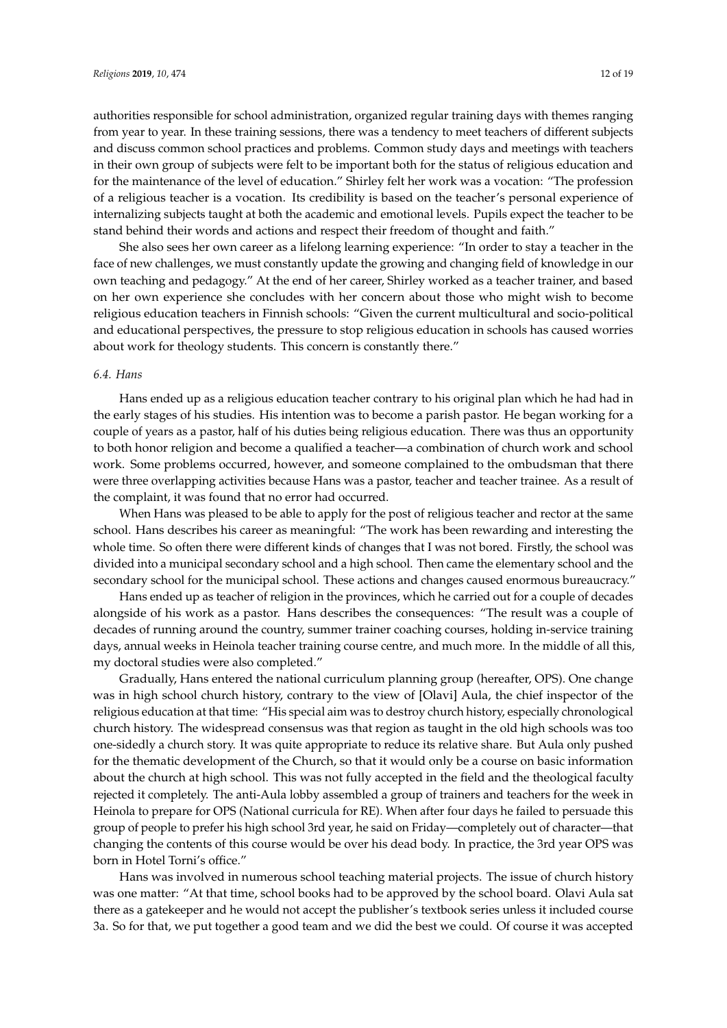authorities responsible for school administration, organized regular training days with themes ranging from year to year. In these training sessions, there was a tendency to meet teachers of different subjects and discuss common school practices and problems. Common study days and meetings with teachers in their own group of subjects were felt to be important both for the status of religious education and for the maintenance of the level of education." Shirley felt her work was a vocation: "The profession of a religious teacher is a vocation. Its credibility is based on the teacher's personal experience of internalizing subjects taught at both the academic and emotional levels. Pupils expect the teacher to be stand behind their words and actions and respect their freedom of thought and faith."

She also sees her own career as a lifelong learning experience: "In order to stay a teacher in the face of new challenges, we must constantly update the growing and changing field of knowledge in our own teaching and pedagogy." At the end of her career, Shirley worked as a teacher trainer, and based on her own experience she concludes with her concern about those who might wish to become religious education teachers in Finnish schools: "Given the current multicultural and socio-political and educational perspectives, the pressure to stop religious education in schools has caused worries about work for theology students. This concern is constantly there."

### *6.4. Hans*

Hans ended up as a religious education teacher contrary to his original plan which he had had in the early stages of his studies. His intention was to become a parish pastor. He began working for a couple of years as a pastor, half of his duties being religious education. There was thus an opportunity to both honor religion and become a qualified a teacher—a combination of church work and school work. Some problems occurred, however, and someone complained to the ombudsman that there were three overlapping activities because Hans was a pastor, teacher and teacher trainee. As a result of the complaint, it was found that no error had occurred.

When Hans was pleased to be able to apply for the post of religious teacher and rector at the same school. Hans describes his career as meaningful: "The work has been rewarding and interesting the whole time. So often there were different kinds of changes that I was not bored. Firstly, the school was divided into a municipal secondary school and a high school. Then came the elementary school and the secondary school for the municipal school. These actions and changes caused enormous bureaucracy."

Hans ended up as teacher of religion in the provinces, which he carried out for a couple of decades alongside of his work as a pastor. Hans describes the consequences: "The result was a couple of decades of running around the country, summer trainer coaching courses, holding in-service training days, annual weeks in Heinola teacher training course centre, and much more. In the middle of all this, my doctoral studies were also completed."

Gradually, Hans entered the national curriculum planning group (hereafter, OPS). One change was in high school church history, contrary to the view of [Olavi] Aula, the chief inspector of the religious education at that time: "His special aim was to destroy church history, especially chronological church history. The widespread consensus was that region as taught in the old high schools was too one-sidedly a church story. It was quite appropriate to reduce its relative share. But Aula only pushed for the thematic development of the Church, so that it would only be a course on basic information about the church at high school. This was not fully accepted in the field and the theological faculty rejected it completely. The anti-Aula lobby assembled a group of trainers and teachers for the week in Heinola to prepare for OPS (National curricula for RE). When after four days he failed to persuade this group of people to prefer his high school 3rd year, he said on Friday—completely out of character—that changing the contents of this course would be over his dead body. In practice, the 3rd year OPS was born in Hotel Torni's office."

Hans was involved in numerous school teaching material projects. The issue of church history was one matter: "At that time, school books had to be approved by the school board. Olavi Aula sat there as a gatekeeper and he would not accept the publisher's textbook series unless it included course 3a. So for that, we put together a good team and we did the best we could. Of course it was accepted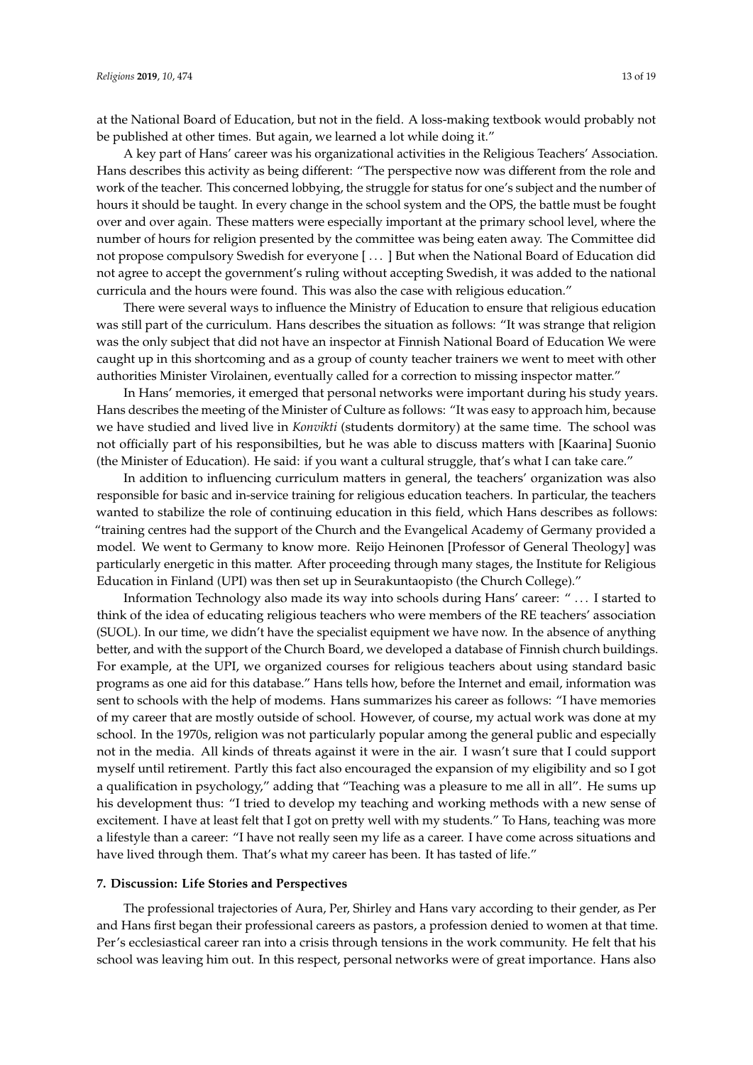at the National Board of Education, but not in the field. A loss-making textbook would probably not be published at other times. But again, we learned a lot while doing it."

A key part of Hans' career was his organizational activities in the Religious Teachers' Association. Hans describes this activity as being different: "The perspective now was different from the role and work of the teacher. This concerned lobbying, the struggle for status for one's subject and the number of hours it should be taught. In every change in the school system and the OPS, the battle must be fought over and over again. These matters were especially important at the primary school level, where the number of hours for religion presented by the committee was being eaten away. The Committee did not propose compulsory Swedish for everyone [ . . . ] But when the National Board of Education did not agree to accept the government's ruling without accepting Swedish, it was added to the national curricula and the hours were found. This was also the case with religious education."

There were several ways to influence the Ministry of Education to ensure that religious education was still part of the curriculum. Hans describes the situation as follows: "It was strange that religion was the only subject that did not have an inspector at Finnish National Board of Education We were caught up in this shortcoming and as a group of county teacher trainers we went to meet with other authorities Minister Virolainen, eventually called for a correction to missing inspector matter."

In Hans' memories, it emerged that personal networks were important during his study years. Hans describes the meeting of the Minister of Culture as follows: "It was easy to approach him, because we have studied and lived live in *Konvikti* (students dormitory) at the same time. The school was not officially part of his responsibilties, but he was able to discuss matters with [Kaarina] Suonio (the Minister of Education). He said: if you want a cultural struggle, that's what I can take care."

In addition to influencing curriculum matters in general, the teachers' organization was also responsible for basic and in-service training for religious education teachers. In particular, the teachers wanted to stabilize the role of continuing education in this field, which Hans describes as follows: "training centres had the support of the Church and the Evangelical Academy of Germany provided a model. We went to Germany to know more. Reijo Heinonen [Professor of General Theology] was particularly energetic in this matter. After proceeding through many stages, the Institute for Religious Education in Finland (UPI) was then set up in Seurakuntaopisto (the Church College)."

Information Technology also made its way into schools during Hans' career: " . . . I started to think of the idea of educating religious teachers who were members of the RE teachers' association (SUOL). In our time, we didn't have the specialist equipment we have now. In the absence of anything better, and with the support of the Church Board, we developed a database of Finnish church buildings. For example, at the UPI, we organized courses for religious teachers about using standard basic programs as one aid for this database." Hans tells how, before the Internet and email, information was sent to schools with the help of modems. Hans summarizes his career as follows: "I have memories of my career that are mostly outside of school. However, of course, my actual work was done at my school. In the 1970s, religion was not particularly popular among the general public and especially not in the media. All kinds of threats against it were in the air. I wasn't sure that I could support myself until retirement. Partly this fact also encouraged the expansion of my eligibility and so I got a qualification in psychology," adding that "Teaching was a pleasure to me all in all". He sums up his development thus: "I tried to develop my teaching and working methods with a new sense of excitement. I have at least felt that I got on pretty well with my students." To Hans, teaching was more a lifestyle than a career: "I have not really seen my life as a career. I have come across situations and have lived through them. That's what my career has been. It has tasted of life."

## 7. Discussion: Life Stories and Perspectives

The professional trajectories of Aura, Per, Shirley and Hans vary according to their gender, as Per and Hans first began their professional careers as pastors, a profession denied to women at that time. Per's ecclesiastical career ran into a crisis through tensions in the work community. He felt that his school was leaving him out. In this respect, personal networks were of great importance. Hans also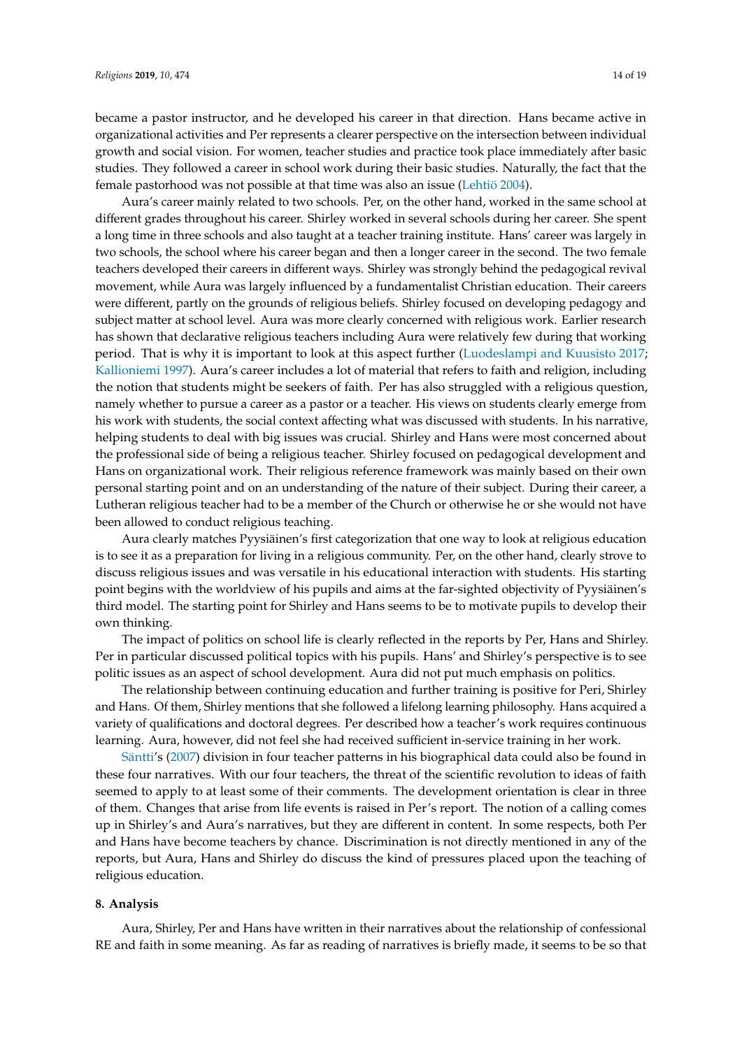became a pastor instructor, and he developed his career in that direction. Hans became active in organizational activities and Per represents a clearer perspective on the intersection between individual growth and social vision. For women, teacher studies and practice took place immediately after basic studies. They followed a career in school work during their basic studies. Naturally, the fact that the female pastorhood was not possible at that time was also an issue (Lehtiö 2004).

Aura's career mainly related to two schools. Per, on the other hand, worked in the same school at different grades throughout his career. Shirley worked in several schools during her career. She spent a long time in three schools and also taught at a teacher training institute. Hans' career was largely in two schools, the school where his career began and then a longer career in the second. The two female teachers developed their careers in different ways. Shirley was strongly behind the pedagogical revival movement, while Aura was largely influenced by a fundamentalist Christian education. Their careers were different, partly on the grounds of religious beliefs. Shirley focused on developing pedagogy and subject matter at school level. Aura was more clearly concerned with religious work. Earlier research has shown that declarative religious teachers including Aura were relatively few during that working period. That is why it is important to look at this aspect further (Luodeslampi and Kuusisto 2017; Kallioniemi 1997). Aura's career includes a lot of material that refers to faith and religion, including the notion that students might be seekers of faith. Per has also struggled with a religious question, namely whether to pursue a career as a pastor or a teacher. His views on students clearly emerge from his work with students, the social context affecting what was discussed with students. In his narrative, helping students to deal with big issues was crucial. Shirley and Hans were most concerned about the professional side of being a religious teacher. Shirley focused on pedagogical development and Hans on organizational work. Their religious reference framework was mainly based on their own personal starting point and on an understanding of the nature of their subject. During their career, a Lutheran religious teacher had to be a member of the Church or otherwise he or she would not have been allowed to conduct religious teaching.

Aura clearly matches Pyysiäinen's first categorization that one way to look at religious education is to see it as a preparation for living in a religious community. Per, on the other hand, clearly strove to discuss religious issues and was versatile in his educational interaction with students. His starting point begins with the worldview of his pupils and aims at the far-sighted objectivity of Pyysiäinen's third model. The starting point for Shirley and Hans seems to be to motivate pupils to develop their own thinking.

The impact of politics on school life is clearly reflected in the reports by Per, Hans and Shirley. Per in particular discussed political topics with his pupils. Hans' and Shirley's perspective is to see politic issues as an aspect of school development. Aura did not put much emphasis on politics.

The relationship between continuing education and further training is positive for Peri, Shirley and Hans. Of them, Shirley mentions that she followed a lifelong learning philosophy. Hans acquired a variety of qualifications and doctoral degrees. Per described how a teacher's work requires continuous learning. Aura, however, did not feel she had received sufficient in-service training in her work.

Säntti's (2007) division in four teacher patterns in his biographical data could also be found in these four narratives. With our four teachers, the threat of the scientific revolution to ideas of faith seemed to apply to at least some of their comments. The development orientation is clear in three of them. Changes that arise from life events is raised in Per's report. The notion of a calling comes up in Shirley's and Aura's narratives, but they are different in content. In some respects, both Per and Hans have become teachers by chance. Discrimination is not directly mentioned in any of the reports, but Aura, Hans and Shirley do discuss the kind of pressures placed upon the teaching of religious education.

## 8. Analysis

Aura, Shirley, Per and Hans have written in their narratives about the relationship of confessional RE and faith in some meaning. As far as reading of narratives is briefly made, it seems to be so that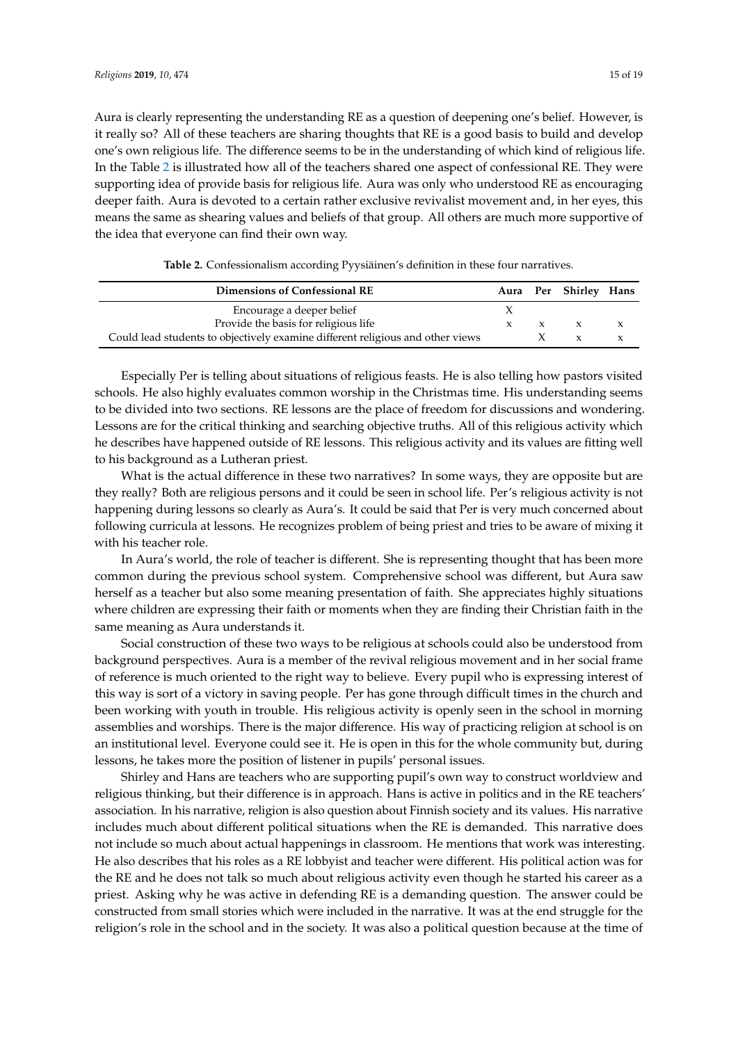Aura is clearly representing the understanding RE as a question of deepening one's belief. However, is it really so? All of these teachers are sharing thoughts that RE is a good basis to build and develop one's own religious life. The difference seems to be in the understanding of which kind of religious life. In the Table 2 is illustrated how all of the teachers shared one aspect of confessional RE. They were supporting idea of provide basis for religious life. Aura was only who understood RE as encouraging deeper faith. Aura is devoted to a certain rather exclusive revivalist movement and, in her eyes, this means the same as shearing values and beliefs of that group. All others are much more supportive of the idea that everyone can find their own way.

**Table 2.** Confessionalism according Pyysiäinen's definition in these four narratives.

| Dimensions of Confessional RE | Aura | Per | Shirley | Hans |
| --- | --- | --- | --- | --- |
| Encourage a deeper belief | X | | | |
| Provide the basis for religious life | x | x | x | x |
| Could lead students to objectively examine different religious and other views | | X | x | x |

Especially Per is telling about situations of religious feasts. He is also telling how pastors visited schools. He also highly evaluates common worship in the Christmas time. His understanding seems to be divided into two sections. RE lessons are the place of freedom for discussions and wondering. Lessons are for the critical thinking and searching objective truths. All of this religious activity which he describes have happened outside of RE lessons. This religious activity and its values are fitting well to his background as a Lutheran priest.

What is the actual difference in these two narratives? In some ways, they are opposite but are they really? Both are religious persons and it could be seen in school life. Per's religious activity is not happening during lessons so clearly as Aura's. It could be said that Per is very much concerned about following curricula at lessons. He recognizes problem of being priest and tries to be aware of mixing it with his teacher role.

In Aura's world, the role of teacher is different. She is representing thought that has been more common during the previous school system. Comprehensive school was different, but Aura saw herself as a teacher but also some meaning presentation of faith. She appreciates highly situations where children are expressing their faith or moments when they are finding their Christian faith in the same meaning as Aura understands it.

Social construction of these two ways to be religious at schools could also be understood from background perspectives. Aura is a member of the revival religious movement and in her social frame of reference is much oriented to the right way to believe. Every pupil who is expressing interest of this way is sort of a victory in saving people. Per has gone through difficult times in the church and been working with youth in trouble. His religious activity is openly seen in the school in morning assemblies and worships. There is the major difference. His way of practicing religion at school is on an institutional level. Everyone could see it. He is open in this for the whole community but, during lessons, he takes more the position of listener in pupils' personal issues.

Shirley and Hans are teachers who are supporting pupil's own way to construct worldview and religious thinking, but their difference is in approach. Hans is active in politics and in the RE teachers' association. In his narrative, religion is also question about Finnish society and its values. His narrative includes much about different political situations when the RE is demanded. This narrative does not include so much about actual happenings in classroom. He mentions that work was interesting. He also describes that his roles as a RE lobbyist and teacher were different. His political action was for the RE and he does not talk so much about religious activity even though he started his career as a priest. Asking why he was active in defending RE is a demanding question. The answer could be constructed from small stories which were included in the narrative. It was at the end struggle for the religion's role in the school and in the society. It was also a political question because at the time of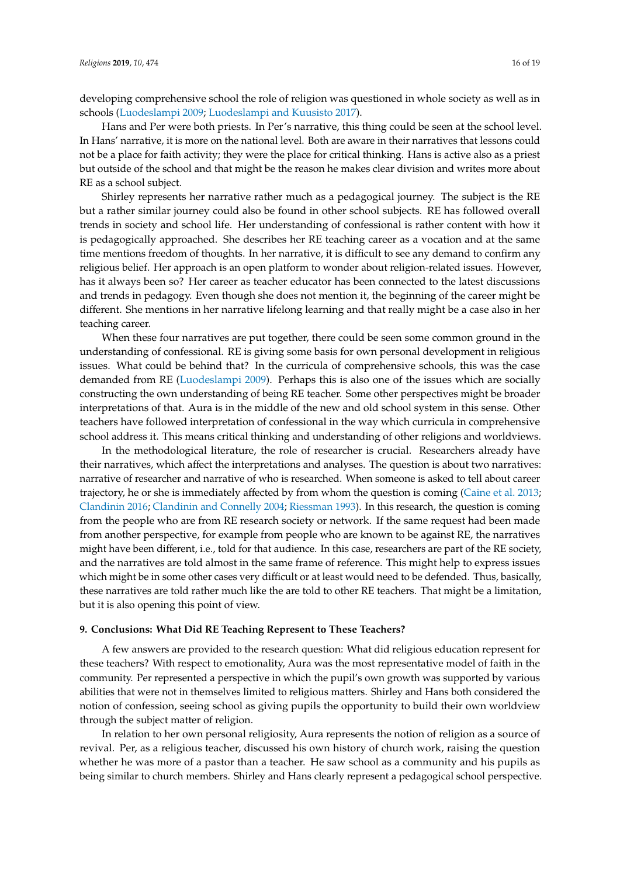developing comprehensive school the role of religion was questioned in whole society as well as in schools (Luodeslampi 2009; Luodeslampi and Kuusisto 2017).

Hans and Per were both priests. In Per's narrative, this thing could be seen at the school level. In Hans' narrative, it is more on the national level. Both are aware in their narratives that lessons could not be a place for faith activity; they were the place for critical thinking. Hans is active also as a priest but outside of the school and that might be the reason he makes clear division and writes more about RE as a school subject.

Shirley represents her narrative rather much as a pedagogical journey. The subject is the RE but a rather similar journey could also be found in other school subjects. RE has followed overall trends in society and school life. Her understanding of confessional is rather content with how it is pedagogically approached. She describes her RE teaching career as a vocation and at the same time mentions freedom of thoughts. In her narrative, it is difficult to see any demand to confirm any religious belief. Her approach is an open platform to wonder about religion-related issues. However, has it always been so? Her career as teacher educator has been connected to the latest discussions and trends in pedagogy. Even though she does not mention it, the beginning of the career might be different. She mentions in her narrative lifelong learning and that really might be a case also in her teaching career.

When these four narratives are put together, there could be seen some common ground in the understanding of confessional. RE is giving some basis for own personal development in religious issues. What could be behind that? In the curricula of comprehensive schools, this was the case demanded from RE (Luodeslampi 2009). Perhaps this is also one of the issues which are socially constructing the own understanding of being RE teacher. Some other perspectives might be broader interpretations of that. Aura is in the middle of the new and old school system in this sense. Other teachers have followed interpretation of confessional in the way which curricula in comprehensive school address it. This means critical thinking and understanding of other religions and worldviews.

In the methodological literature, the role of researcher is crucial. Researchers already have their narratives, which affect the interpretations and analyses. The question is about two narratives: narrative of researcher and narrative of who is researched. When someone is asked to tell about career trajectory, he or she is immediately affected by from whom the question is coming (Caine et al. 2013; Clandinin 2016; Clandinin and Connelly 2004; Riessman 1993). In this research, the question is coming from the people who are from RE research society or network. If the same request had been made from another perspective, for example from people who are known to be against RE, the narratives might have been different, i.e., told for that audience. In this case, researchers are part of the RE society, and the narratives are told almost in the same frame of reference. This might help to express issues which might be in some other cases very difficult or at least would need to be defended. Thus, basically, these narratives are told rather much like the are told to other RE teachers. That might be a limitation, but it is also opening this point of view.

## 9. Conclusions: What Did RE Teaching Represent to These Teachers?

A few answers are provided to the research question: What did religious education represent for these teachers? With respect to emotionality, Aura was the most representative model of faith in the community. Per represented a perspective in which the pupil's own growth was supported by various abilities that were not in themselves limited to religious matters. Shirley and Hans both considered the notion of confession, seeing school as giving pupils the opportunity to build their own worldview through the subject matter of religion.

In relation to her own personal religiosity, Aura represents the notion of religion as a source of revival. Per, as a religious teacher, discussed his own history of church work, raising the question whether he was more of a pastor than a teacher. He saw school as a community and his pupils as being similar to church members. Shirley and Hans clearly represent a pedagogical school perspective.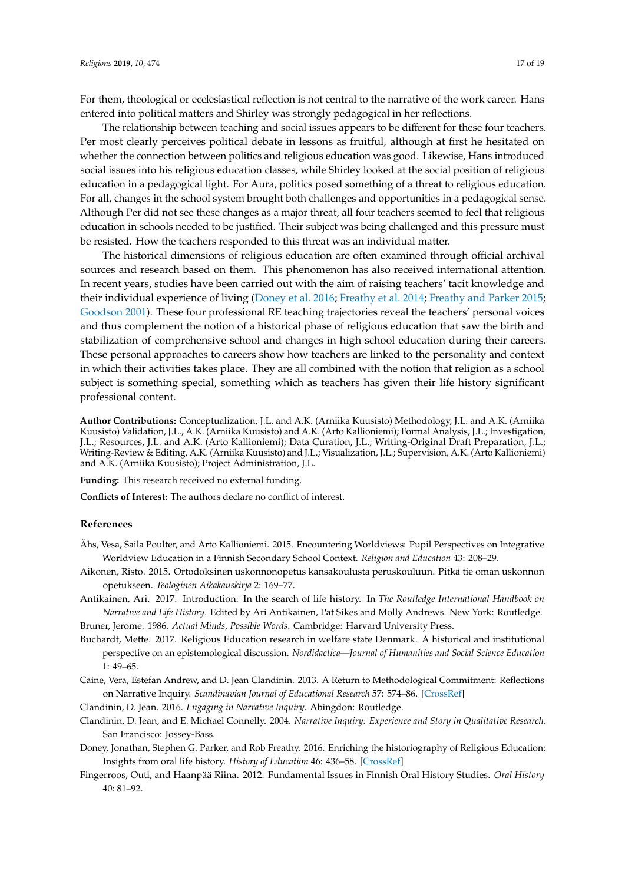For them, theological or ecclesiastical reflection is not central to the narrative of the work career. Hans entered into political matters and Shirley was strongly pedagogical in her reflections.

The relationship between teaching and social issues appears to be different for these four teachers. Per most clearly perceives political debate in lessons as fruitful, although at first he hesitated on whether the connection between politics and religious education was good. Likewise, Hans introduced social issues into his religious education classes, while Shirley looked at the social position of religious education in a pedagogical light. For Aura, politics posed something of a threat to religious education. For all, changes in the school system brought both challenges and opportunities in a pedagogical sense. Although Per did not see these changes as a major threat, all four teachers seemed to feel that religious education in schools needed to be justified. Their subject was being challenged and this pressure must be resisted. How the teachers responded to this threat was an individual matter.

The historical dimensions of religious education are often examined through official archival sources and research based on them. This phenomenon has also received international attention. In recent years, studies have been carried out with the aim of raising teachers' tacit knowledge and their individual experience of living (Doney et al. 2016; Freathy et al. 2014; Freathy and Parker 2015; Goodson 2001). These four professional RE teaching trajectories reveal the teachers' personal voices and thus complement the notion of a historical phase of religious education that saw the birth and stabilization of comprehensive school and changes in high school education during their careers. These personal approaches to careers show how teachers are linked to the personality and context in which their activities takes place. They are all combined with the notion that religion as a school subject is something special, something which as teachers has given their life history significant professional content.

**Author Contributions:** Conceptualization, J.L. and A.K. (Arniika Kuusisto) Methodology, J.L. and A.K. (Arniika Kuusisto) Validation, J.L., A.K. (Arniika Kuusisto) and A.K. (Arto Kallioniemi); Formal Analysis, J.L.; Investigation, J.L.; Resources, J.L. and A.K. (Arto Kallioniemi); Data Curation, J.L.; Writing-Original Draft Preparation, J.L.; Writing-Review & Editing, A.K. (Arniika Kuusisto) and J.L.; Visualization, J.L.; Supervision, A.K. (Arto Kallioniemi) and A.K. (Arniika Kuusisto); Project Administration, J.L.

**Funding:** This research received no external funding.

**Conflicts of Interest:** The authors declare no conflict of interest.

## References

Åhs, Vesa, Saila Poulter, and Arto Kallioniemi. 2015. Encountering Worldviews: Pupil Perspectives on Integrative Worldview Education in a Finnish Secondary School Context. *Religion and Education* 43: 208–29.

Aikonen, Risto. 2015. Ortodoksinen uskonnonopetus kansakoulusta peruskouluun. Pitkä tie oman uskonnon opetukseen. *Teologinen Aikakauskirja* 2: 169–77.

Antikainen, Ari. 2017. Introduction: In the search of life history. In *The Routledge International Handbook on Narrative and Life History*. Edited by Ari Antikainen, Pat Sikes and Molly Andrews. New York: Routledge.

Bruner, Jerome. 1986. *Actual Minds, Possible Words*. Cambridge: Harvard University Press.

Buchardt, Mette. 2017. Religious Education research in welfare state Denmark. A historical and institutional perspective on an epistemological discussion. *Nordidactica—Journal of Humanities and Social Science Education* 1: 49–65.

Caine, Vera, Estefan Andrew, and D. Jean Clandinin. 2013. A Return to Methodological Commitment: Reflections on Narrative Inquiry. *Scandinavian Journal of Educational Research* 57: 574–86. [CrossRef]

Clandinin, D. Jean. 2016. *Engaging in Narrative Inquiry*. Abingdon: Routledge.

Clandinin, D. Jean, and E. Michael Connelly. 2004. *Narrative Inquiry: Experience and Story in Qualitative Research*. San Francisco: Jossey-Bass.

Doney, Jonathan, Stephen G. Parker, and Rob Freathy. 2016. Enriching the historiography of Religious Education: Insights from oral life history. *History of Education* 46: 436–58. [CrossRef]

Fingerroos, Outi, and Haanpää Riina. 2012. Fundamental Issues in Finnish Oral History Studies. *Oral History* 40: 81–92.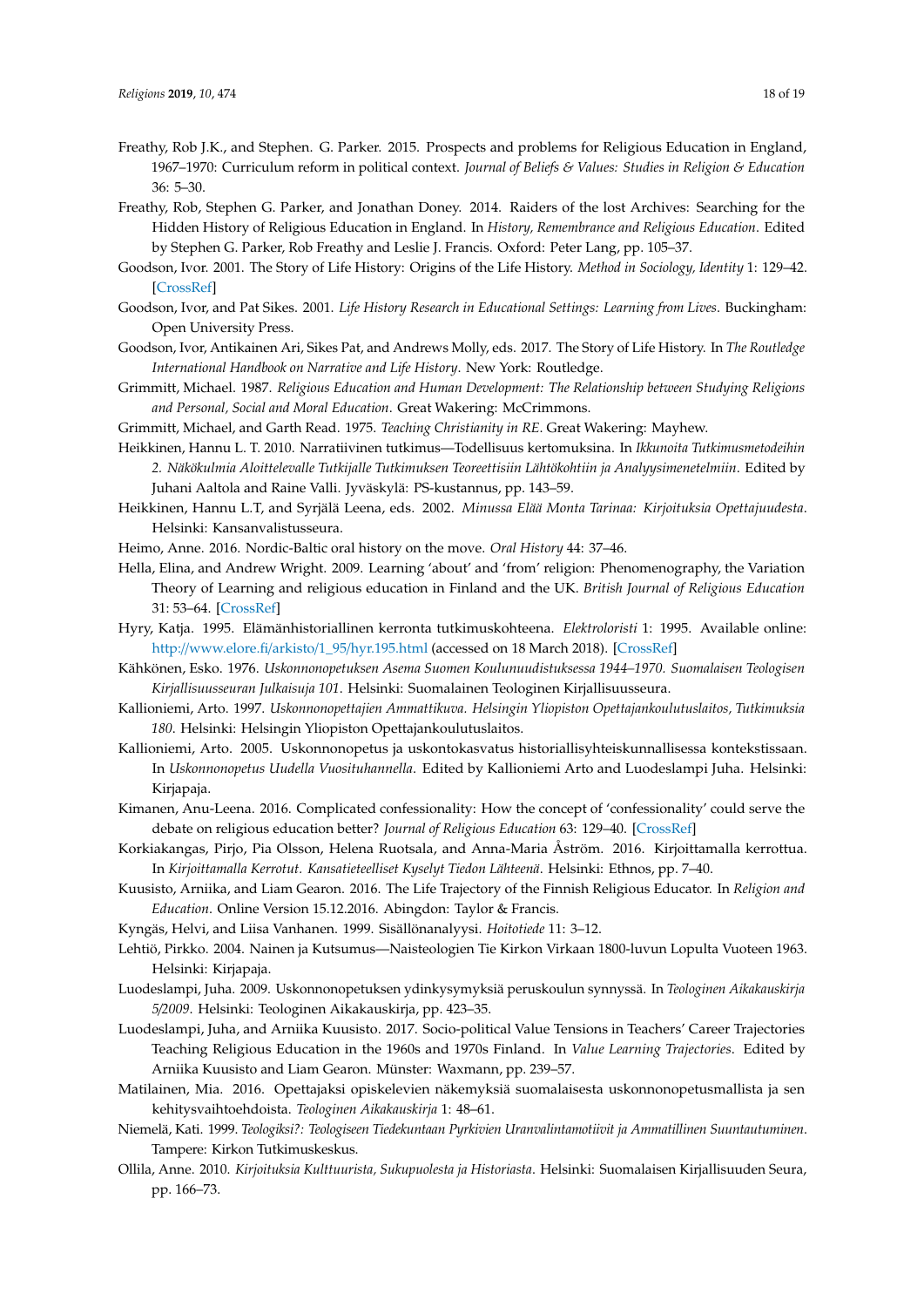Freathy, Rob J.K., and Stephen. G. Parker. 2015. Prospects and problems for Religious Education in England, 1967–1970: Curriculum reform in political context. *Journal of Beliefs & Values: Studies in Religion & Education* 36: 5–30.

Freathy, Rob, Stephen G. Parker, and Jonathan Doney. 2014. Raiders of the lost Archives: Searching for the Hidden History of Religious Education in England. In *History, Remembrance and Religious Education*. Edited by Stephen G. Parker, Rob Freathy and Leslie J. Francis. Oxford: Peter Lang, pp. 105–37.

Goodson, Ivor. 2001. The Story of Life History: Origins of the Life History. *Method in Sociology, Identity* 1: 129–42. [CrossRef]

Goodson, Ivor, and Pat Sikes. 2001. *Life History Research in Educational Settings: Learning from Lives*. Buckingham: Open University Press.

Goodson, Ivor, Antikainen Ari, Sikes Pat, and Andrews Molly, eds. 2017. The Story of Life History. In *The Routledge International Handbook on Narrative and Life History*. New York: Routledge.

Grimmitt, Michael. 1987. *Religious Education and Human Development: The Relationship between Studying Religions and Personal, Social and Moral Education*. Great Wakering: McCrimmons.

Grimmitt, Michael, and Garth Read. 1975. *Teaching Christianity in RE*. Great Wakering: Mayhew.

Heikkinen, Hannu L. T. 2010. Narratiivinen tutkimus—Todellisuus kertomuksina. In *Ikkunoita Tutkimusmetodeihin 2. Näkökulmia Aloittelevalle Tutkijalle Tutkimuksen Teoreettisiin Lähtökohtiin ja Analyysimenetelmiin*. Edited by Juhani Aaltola and Raine Valli. Jyväskylä: PS-kustannus, pp. 143–59.

Heikkinen, Hannu L.T, and Syrjälä Leena, eds. 2002. *Minussa Elää Monta Tarinaa: Kirjoituksia Opettajuudesta*. Helsinki: Kansanvalistusseura.

Heimo, Anne. 2016. Nordic-Baltic oral history on the move. *Oral History* 44: 37–46.

Hella, Elina, and Andrew Wright. 2009. Learning 'about' and 'from' religion: Phenomenography, the Variation Theory of Learning and religious education in Finland and the UK. *British Journal of Religious Education* 31: 53–64. [CrossRef]

Hyry, Katja. 1995. Elämänhistoriallinen kerronta tutkimuskohteena. *Elektroloristi* 1: 1995. Available online: http://www.elore.fi/arkisto/1_95/hyr.195.html (accessed on 18 March 2018). [CrossRef]

Kähkönen, Esko. 1976. *Uskonnonopetuksen Asema Suomen Koulunuudistuksessa 1944–1970. Suomalaisen Teologisen Kirjallisuusseuran Julkaisuja 101*. Helsinki: Suomalainen Teologinen Kirjallisuusseura.

Kallioniemi, Arto. 1997. *Uskonnonopettajien Ammattikuva. Helsingin Yliopiston Opettajankoulutuslaitos, Tutkimuksia 180*. Helsinki: Helsingin Yliopiston Opettajankoulutuslaitos.

Kallioniemi, Arto. 2005. Uskonnonopetus ja uskontokasvatus historiallisyhteiskunnallisessa kontekstissaan. In *Uskonnonopetus Uudella Vuosituhannella*. Edited by Kallioniemi Arto and Luodeslampi Juha. Helsinki: Kirjapaja.

Kimanen, Anu-Leena. 2016. Complicated confessionality: How the concept of 'confessionality' could serve the debate on religious education better? *Journal of Religious Education* 63: 129–40. [CrossRef]

Korkiakangas, Pirjo, Pia Olsson, Helena Ruotsala, and Anna-Maria Åström. 2016. Kirjoittamalla kerrottua. In *Kirjoittamalla Kerrotut. Kansatieteelliset Kyselyt Tiedon Lähteenä*. Helsinki: Ethnos, pp. 7–40.

Kuusisto, Arniika, and Liam Gearon. 2016. The Life Trajectory of the Finnish Religious Educator. In *Religion and Education*. Online Version 15.12.2016. Abingdon: Taylor & Francis.

Kyngäs, Helvi, and Liisa Vanhanen. 1999. Sisällönanalyysi. *Hoitotiede* 11: 3–12.

Lehtiö, Pirkko. 2004. Nainen ja Kutsumus—Naisteologien Tie Kirkon Virkaan 1800-luvun Lopulta Vuoteen 1963. Helsinki: Kirjapaja.

Luodeslampi, Juha. 2009. Uskonnonopetuksen ydinkysymyksiä peruskoulun synnyssä. In *Teologinen Aikakauskirja 5/2009*. Helsinki: Teologinen Aikakauskirja, pp. 423–35.

Luodeslampi, Juha, and Arniika Kuusisto. 2017. Socio-political Value Tensions in Teachers' Career Trajectories Teaching Religious Education in the 1960s and 1970s Finland. In *Value Learning Trajectories*. Edited by Arniika Kuusisto and Liam Gearon. Münster: Waxmann, pp. 239–57.

Matilainen, Mia. 2016. Opettajaksi opiskelevien näkemyksiä suomalaisesta uskonnonopetusmallista ja sen kehitysvaihtoehdoista. *Teologinen Aikakauskirja* 1: 48–61.

Niemelä, Kati. 1999. *Teologiksi?: Teologiseen Tiedekuntaan Pyrkivien Uranvalintamotiivit ja Ammatillinen Suuntautuminen*. Tampere: Kirkon Tutkimuskeskus.

Ollila, Anne. 2010. *Kirjoituksia Kulttuurista, Sukupuolesta ja Historiasta*. Helsinki: Suomalaisen Kirjallisuuden Seura, pp. 166–73.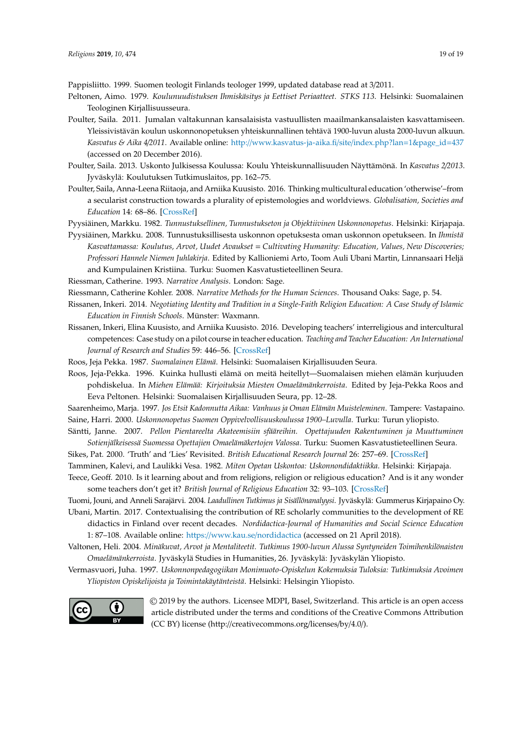Pappisliitto. 1999. Suomen teologit Finlands teologer 1999, updated database read at 3/2011.

Peltonen, Aimo. 1979. *Koulunuudistuksen Ihmiskäsitys ja Eettiset Periaatteet. STKS 113*. Helsinki: Suomalainen Teologinen Kirjallisuusseura.

Poulter, Saila. 2011. Jumalan valtakunnan kansalaisista vastuullisten maailmankansalaisten kasvattamiseen. Yleissivistävän koulun uskonnonopetuksen yhteiskunnallinen tehtävä 1900-luvun alusta 2000-luvun alkuun. *Kasvatus & Aika 4/2011*. Available online: http://www.kasvatus-ja-aika.fi/site/index.php?lan=1&page_id=437 (accessed on 20 December 2016).

Poulter, Saila. 2013. Uskonto Julkisessa Koulussa: Koulu Yhteiskunnallisuuden Näyttämönä. In *Kasvatus 2/2013*. Jyväskylä: Koulutuksen Tutkimuslaitos, pp. 162–75.

Poulter, Saila, Anna-Leena Riitaoja, and Arniika Kuusisto. 2016. Thinking multicultural education 'otherwise'–from a secularist construction towards a plurality of epistemologies and worldviews. *Globalisation, Societies and Education* 14: 68–86. [CrossRef]

Pyysiäinen, Markku. 1982. *Tunnustuksellinen, Tunnustukseton ja Objektiivinen Uskonnonopetus*. Helsinki: Kirjapaja.

Pyysiäinen, Markku. 2008. Tunnustuksillisesta uskonnon opetuksesta oman uskonnon opetukseen. In *Ihmistä Kasvattamassa: Koulutus, Arvot, Uudet Avaukset = Cultivating Humanity: Education, Values, New Discoveries; Professori Hannele Niemen Juhlakirja*. Edited by Kallioniemi Arto, Toom Auli Ubani Martin, Linnansaari Heljä and Kumpulainen Kristiina. Turku: Suomen Kasvatustieteellinen Seura.

Riessman, Catherine. 1993. *Narrative Analysis*. London: Sage.

Riessmann, Catherine Kohler. 2008. *Narrative Methods for the Human Sciences*. Thousand Oaks: Sage, p. 54.

Rissanen, Inkeri. 2014. *Negotiating Identity and Tradition in a Single-Faith Religion Education: A Case Study of Islamic Education in Finnish Schools*. Münster: Waxmann.

Rissanen, Inkeri, Elina Kuusisto, and Arniika Kuusisto. 2016. Developing teachers' interreligious and intercultural competences: Case study on a pilot course in teacher education. *Teaching and Teacher Education: An International Journal of Research and Studies* 59: 446–56. [CrossRef]

Roos, Jeja Pekka. 1987. *Suomalainen Elämä*. Helsinki: Suomalaisen Kirjallisuuden Seura.

Roos, Jeja-Pekka. 1996. Kuinka hullusti elämä on meitä heitellyt—Suomalaisen miehen elämän kurjuuden pohdiskelua. In *Miehen Elämää: Kirjoituksia Miesten Omaelämänkerroista*. Edited by Jeja-Pekka Roos and Eeva Peltonen. Helsinki: Suomalaisen Kirjallisuuden Seura, pp. 12–28.

Saarenheimo, Marja. 1997. *Jos Etsit Kadonnutta Aikaa: Vanhuus ja Oman Elämän Muisteleminen*. Tampere: Vastapaino.

Saine, Harri. 2000. *Uskonnonopetus Suomen Oppivelvollisuuskoulussa 1900–Luvulla*. Turku: Turun yliopisto.

Säntti, Janne. 2007. *Pellon Pientareelta Akateemisiin sfääreihin. Opettajuuden Rakentuminen ja Muuttuminen Sotienjälkeisessä Suomessa Opettajien Omaelämäkertojen Valossa*. Turku: Suomen Kasvatustieteellinen Seura.

Sikes, Pat. 2000. 'Truth' and 'Lies' Revisited. *British Educational Research Journal* 26: 257–69. [CrossRef]

Tamminen, Kalevi, and Laulikki Vesa. 1982. *Miten Opetan Uskontoa: Uskonnondidaktiikka*. Helsinki: Kirjapaja.

Teece, Geoff. 2010. Is it learning about and from religions, religion or religious education? And is it any wonder some teachers don't get it? *British Journal of Religious Education* 32: 93–103. [CrossRef]

Tuomi, Jouni, and Anneli Sarajärvi. 2004. *Laadullinen Tutkimus ja Sisällönanalyysi*. Jyväskylä: Gummerus Kirjapaino Oy.

Ubani, Martin. 2017. Contextualising the contribution of RE scholarly communities to the development of RE didactics in Finland over recent decades. *Nordidactica-Journal of Humanities and Social Science Education* 1: 87–108. Available online: https://www.kau.se/nordidactica (accessed on 21 April 2018).

Valtonen, Heli. 2004. *Minäkuvat, Arvot ja Mentaliteetit. Tutkimus 1900-luvun Alussa Syntyneiden Toimihenkilönaisten Omaelämänkerroista*. Jyväskylä Studies in Humanities, 26. Jyväskylä: Jyväskylän Yliopisto.

Vermasvuori, Juha. 1997. *Uskonnonpedagogiikan Monimuoto-Opiskelun Kokemuksia Tuloksia: Tutkimuksia Avoimen Yliopiston Opiskelijoista ja Toimintakäytänteistä*. Helsinki: Helsingin Yliopisto.

© 2019 by the authors. Licensee MDPI, Basel, Switzerland. This article is an open access article distributed under the terms and conditions of the Creative Commons Attribution (CC BY) license (http://creativecommons.org/licenses/by/4.0/).